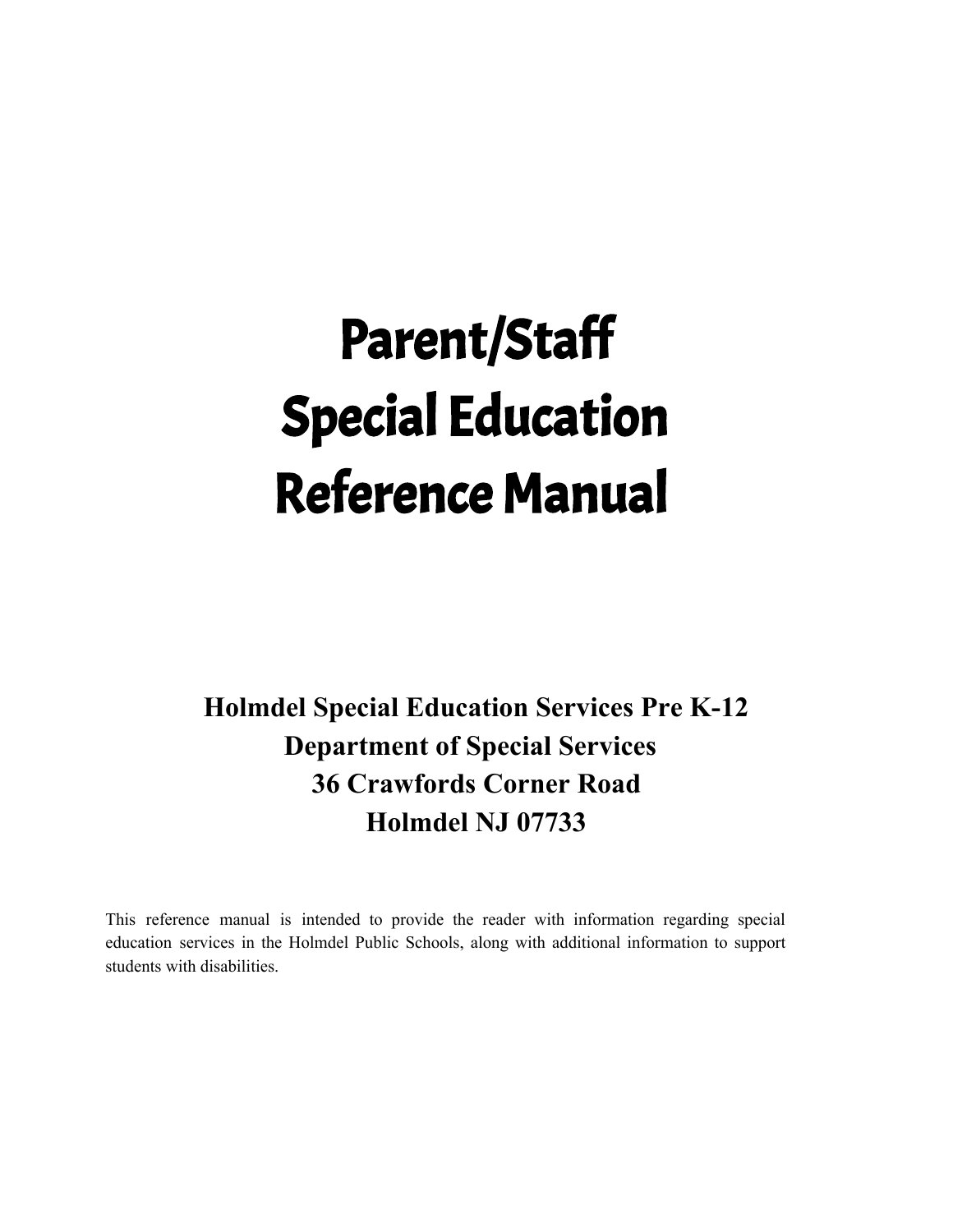# Parent/Staff Special Education Reference Manual

**Holmdel Special Education Services Pre K-12**
**Department of Special Services**
**36 Crawfords Corner Road**
**Holmdel NJ 07733**

This reference manual is intended to provide the reader with information regarding special education services in the Holmdel Public Schools, along with additional information to support students with disabilities.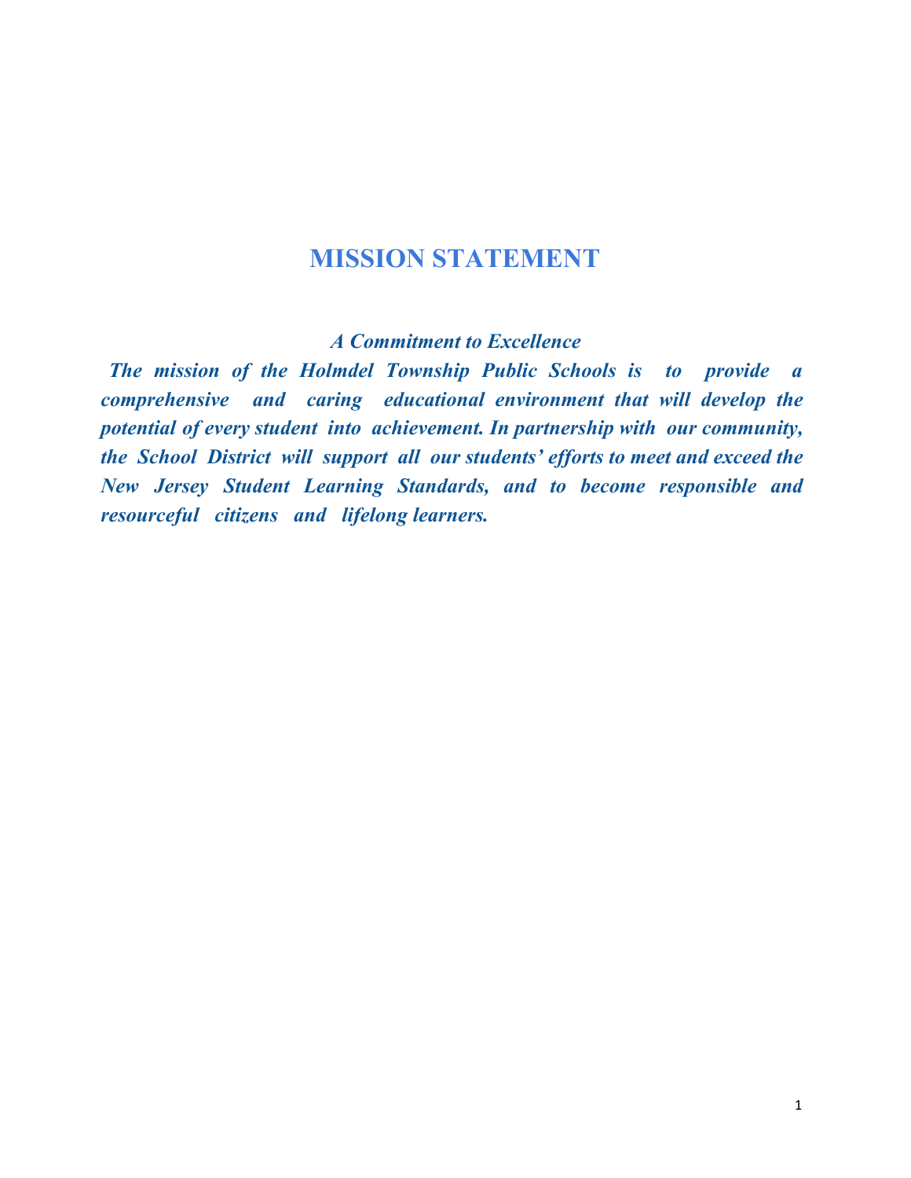# MISSION STATEMENT

***A Commitment to Excellence***

***The mission of the Holmdel Township Public Schools is to provide a comprehensive and caring educational environment that will develop the potential of every student into achievement. In partnership with our community, the School District will support all our students' efforts to meet and exceed the New Jersey Student Learning Standards, and to become responsible and resourceful citizens and lifelong learners.***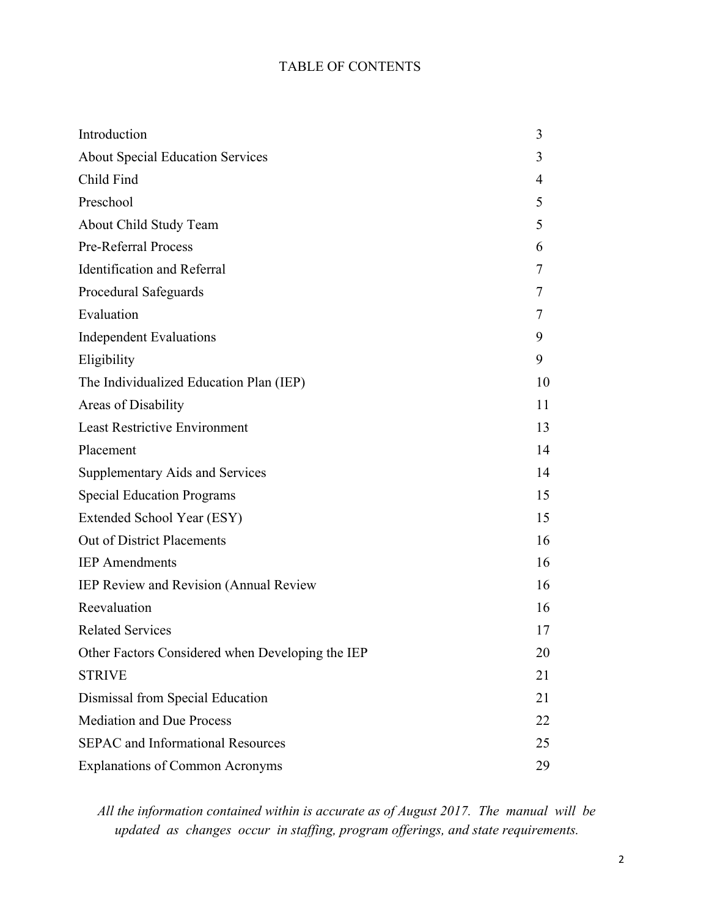# TABLE OF CONTENTS

| | |
|---|---|
| Introduction | 3 |
| About Special Education Services | 3 |
| Child Find | 4 |
| Preschool | 5 |
| About Child Study Team | 5 |
| Pre-Referral Process | 6 |
| Identification and Referral | 7 |
| Procedural Safeguards | 7 |
| Evaluation | 7 |
| Independent Evaluations | 9 |
| Eligibility | 9 |
| The Individualized Education Plan (IEP) | 10 |
| Areas of Disability | 11 |
| Least Restrictive Environment | 13 |
| Placement | 14 |
| Supplementary Aids and Services | 14 |
| Special Education Programs | 15 |
| Extended School Year (ESY) | 15 |
| Out of District Placements | 16 |
| IEP Amendments | 16 |
| IEP Review and Revision (Annual Review | 16 |
| Reevaluation | 16 |
| Related Services | 17 |
| Other Factors Considered when Developing the IEP | 20 |
| STRIVE | 21 |
| Dismissal from Special Education | 21 |
| Mediation and Due Process | 22 |
| SEPAC and Informational Resources | 25 |
| Explanations of Common Acronyms | 29 |

*All the information contained within is accurate as of August 2017. The manual will be updated as changes occur in staffing, program offerings, and state requirements.*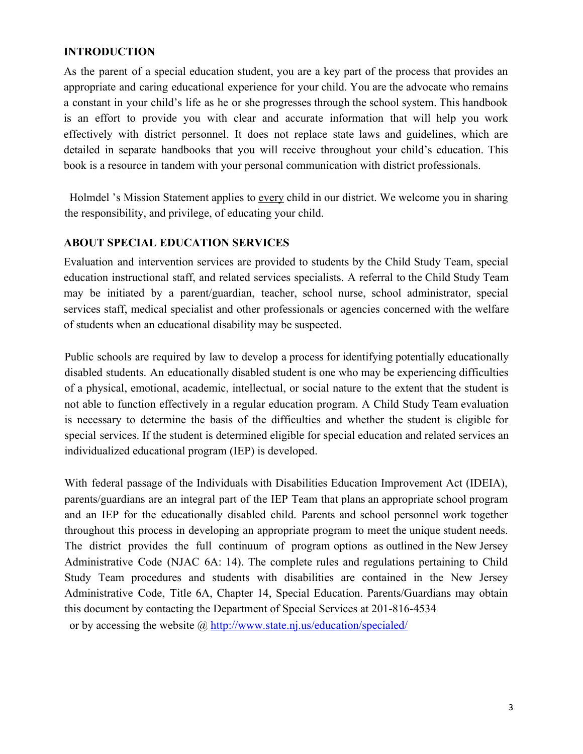## INTRODUCTION

As the parent of a special education student, you are a key part of the process that provides an appropriate and caring educational experience for your child. You are the advocate who remains a constant in your child's life as he or she progresses through the school system. This handbook is an effort to provide you with clear and accurate information that will help you work effectively with district personnel. It does not replace state laws and guidelines, which are detailed in separate handbooks that you will receive throughout your child's education. This book is a resource in tandem with your personal communication with district professionals.

Holmdel 's Mission Statement applies to every child in our district. We welcome you in sharing the responsibility, and privilege, of educating your child.

## ABOUT SPECIAL EDUCATION SERVICES

Evaluation and intervention services are provided to students by the Child Study Team, special education instructional staff, and related services specialists. A referral to the Child Study Team may be initiated by a parent/guardian, teacher, school nurse, school administrator, special services staff, medical specialist and other professionals or agencies concerned with the welfare of students when an educational disability may be suspected.

Public schools are required by law to develop a process for identifying potentially educationally disabled students. An educationally disabled student is one who may be experiencing difficulties of a physical, emotional, academic, intellectual, or social nature to the extent that the student is not able to function effectively in a regular education program. A Child Study Team evaluation is necessary to determine the basis of the difficulties and whether the student is eligible for special services. If the student is determined eligible for special education and related services an individualized educational program (IEP) is developed.

With federal passage of the Individuals with Disabilities Education Improvement Act (IDEIA), parents/guardians are an integral part of the IEP Team that plans an appropriate school program and an IEP for the educationally disabled child. Parents and school personnel work together throughout this process in developing an appropriate program to meet the unique student needs. The district provides the full continuum of program options as outlined in the New Jersey Administrative Code (NJAC 6A: 14). The complete rules and regulations pertaining to Child Study Team procedures and students with disabilities are contained in the New Jersey Administrative Code, Title 6A, Chapter 14, Special Education. Parents/Guardians may obtain this document by contacting the Department of Special Services at 201-816-4534 or by accessing the website @ http://www.state.nj.us/education/specialed/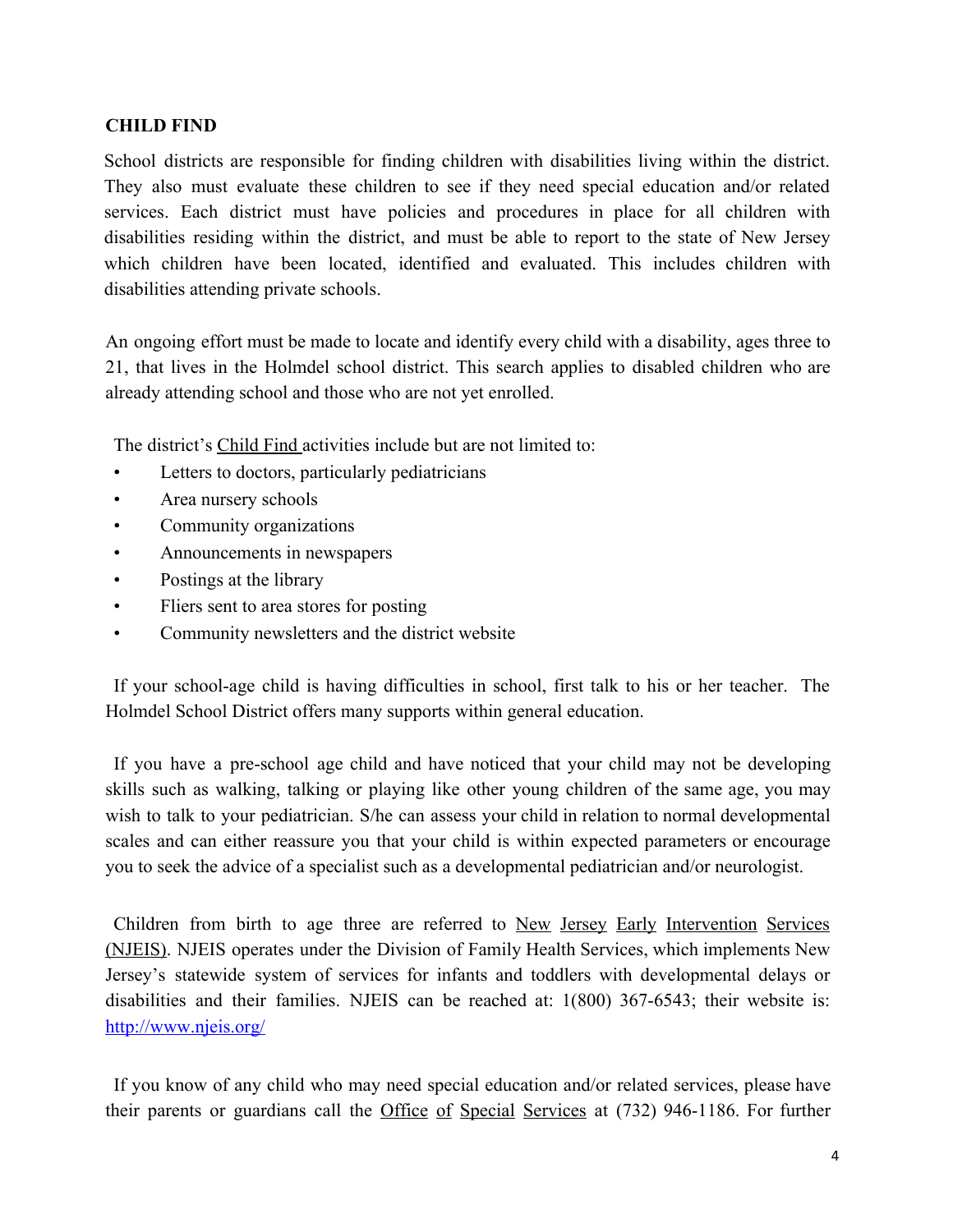## CHILD FIND

School districts are responsible for finding children with disabilities living within the district. They also must evaluate these children to see if they need special education and/or related services. Each district must have policies and procedures in place for all children with disabilities residing within the district, and must be able to report to the state of New Jersey which children have been located, identified and evaluated. This includes children with disabilities attending private schools.

An ongoing effort must be made to locate and identify every child with a disability, ages three to 21, that lives in the Holmdel school district. This search applies to disabled children who are already attending school and those who are not yet enrolled.

The district's Child Find activities include but are not limited to:

- Letters to doctors, particularly pediatricians
- Area nursery schools
- Community organizations
- Announcements in newspapers
- Postings at the library
- Fliers sent to area stores for posting
- Community newsletters and the district website

If your school-age child is having difficulties in school, first talk to his or her teacher. The Holmdel School District offers many supports within general education.

If you have a pre-school age child and have noticed that your child may not be developing skills such as walking, talking or playing like other young children of the same age, you may wish to talk to your pediatrician. S/he can assess your child in relation to normal developmental scales and can either reassure you that your child is within expected parameters or encourage you to seek the advice of a specialist such as a developmental pediatrician and/or neurologist.

Children from birth to age three are referred to New Jersey Early Intervention Services (NJEIS). NJEIS operates under the Division of Family Health Services, which implements New Jersey's statewide system of services for infants and toddlers with developmental delays or disabilities and their families. NJEIS can be reached at: 1(800) 367-6543; their website is: http://www.njeis.org/

If you know of any child who may need special education and/or related services, please have their parents or guardians call the Office of Special Services at (732) 946-1186. For further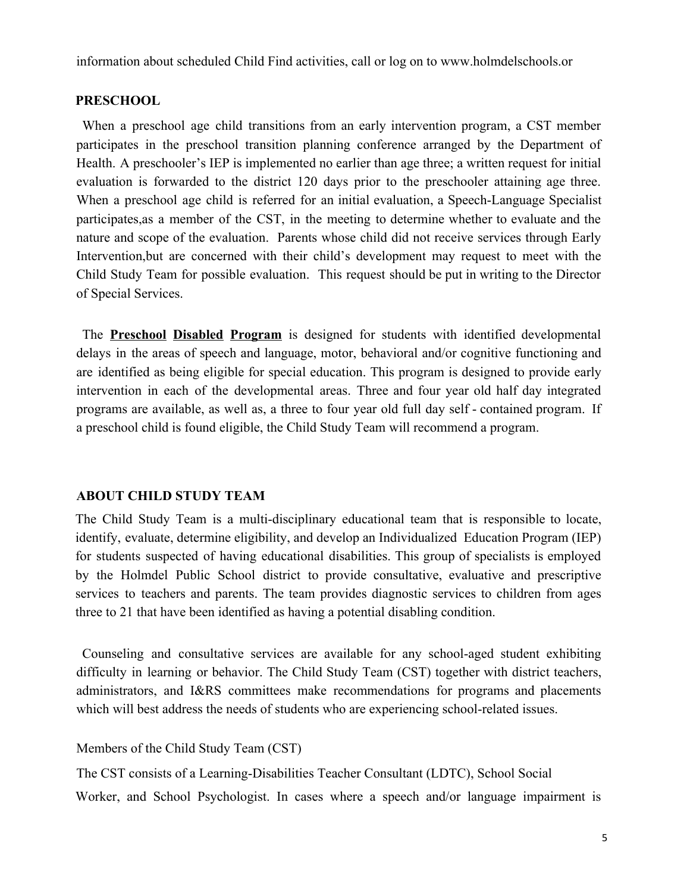information about scheduled Child Find activities, call or log on to www.holmdelschools.or

## PRESCHOOL

When a preschool age child transitions from an early intervention program, a CST member participates in the preschool transition planning conference arranged by the Department of Health. A preschooler's IEP is implemented no earlier than age three; a written request for initial evaluation is forwarded to the district 120 days prior to the preschooler attaining age three. When a preschool age child is referred for an initial evaluation, a Speech-Language Specialist participates,as a member of the CST, in the meeting to determine whether to evaluate and the nature and scope of the evaluation. Parents whose child did not receive services through Early Intervention,but are concerned with their child's development may request to meet with the Child Study Team for possible evaluation. This request should be put in writing to the Director of Special Services.

The **Preschool Disabled Program** is designed for students with identified developmental delays in the areas of speech and language, motor, behavioral and/or cognitive functioning and are identified as being eligible for special education. This program is designed to provide early intervention in each of the developmental areas. Three and four year old half day integrated programs are available, as well as, a three to four year old full day self - contained program. If a preschool child is found eligible, the Child Study Team will recommend a program.

## ABOUT CHILD STUDY TEAM

The Child Study Team is a multi-disciplinary educational team that is responsible to locate, identify, evaluate, determine eligibility, and develop an Individualized Education Program (IEP) for students suspected of having educational disabilities. This group of specialists is employed by the Holmdel Public School district to provide consultative, evaluative and prescriptive services to teachers and parents. The team provides diagnostic services to children from ages three to 21 that have been identified as having a potential disabling condition.

Counseling and consultative services are available for any school-aged student exhibiting difficulty in learning or behavior. The Child Study Team (CST) together with district teachers, administrators, and I&RS committees make recommendations for programs and placements which will best address the needs of students who are experiencing school-related issues.

Members of the Child Study Team (CST)

The CST consists of a Learning-Disabilities Teacher Consultant (LDTC), School Social Worker, and School Psychologist. In cases where a speech and/or language impairment is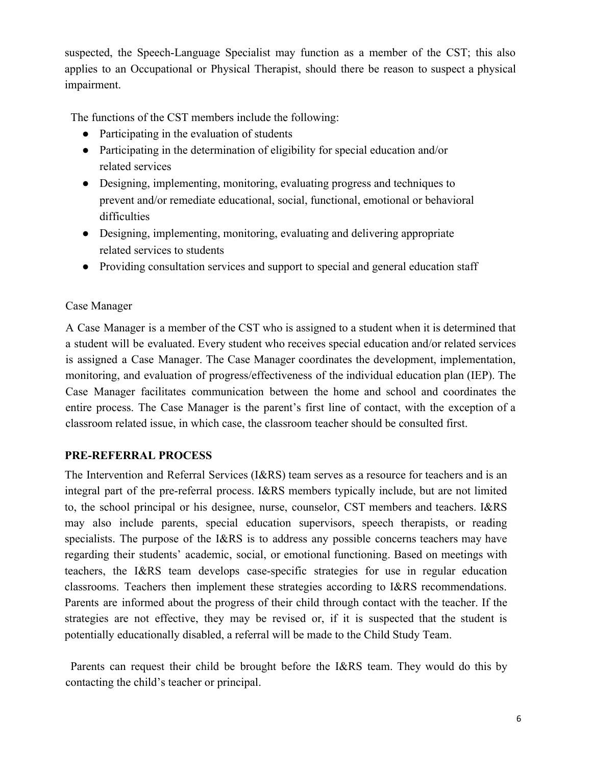suspected, the Speech-Language Specialist may function as a member of the CST; this also applies to an Occupational or Physical Therapist, should there be reason to suspect a physical impairment.

The functions of the CST members include the following:

- Participating in the evaluation of students
- Participating in the determination of eligibility for special education and/or related services
- Designing, implementing, monitoring, evaluating progress and techniques to prevent and/or remediate educational, social, functional, emotional or behavioral difficulties
- Designing, implementing, monitoring, evaluating and delivering appropriate related services to students
- Providing consultation services and support to special and general education staff

Case Manager

A Case Manager is a member of the CST who is assigned to a student when it is determined that a student will be evaluated. Every student who receives special education and/or related services is assigned a Case Manager. The Case Manager coordinates the development, implementation, monitoring, and evaluation of progress/effectiveness of the individual education plan (IEP). The Case Manager facilitates communication between the home and school and coordinates the entire process. The Case Manager is the parent's first line of contact, with the exception of a classroom related issue, in which case, the classroom teacher should be consulted first.

**PRE-REFERRAL PROCESS**

The Intervention and Referral Services (I&RS) team serves as a resource for teachers and is an integral part of the pre-referral process. I&RS members typically include, but are not limited to, the school principal or his designee, nurse, counselor, CST members and teachers. I&RS may also include parents, special education supervisors, speech therapists, or reading specialists. The purpose of the I&RS is to address any possible concerns teachers may have regarding their students' academic, social, or emotional functioning. Based on meetings with teachers, the I&RS team develops case-specific strategies for use in regular education classrooms. Teachers then implement these strategies according to I&RS recommendations. Parents are informed about the progress of their child through contact with the teacher. If the strategies are not effective, they may be revised or, if it is suspected that the student is potentially educationally disabled, a referral will be made to the Child Study Team.

Parents can request their child be brought before the I&RS team. They would do this by contacting the child's teacher or principal.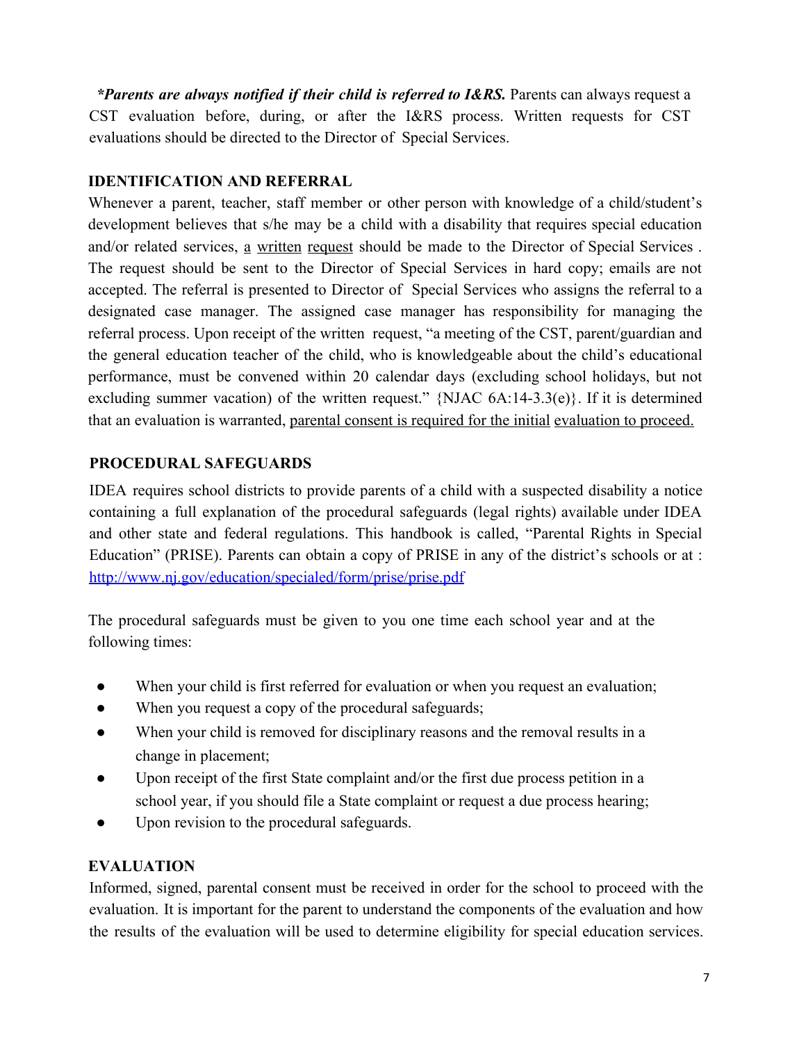***Parents are always notified if their child is referred to I&RS.*** Parents can always request a CST evaluation before, during, or after the I&RS process. Written requests for CST evaluations should be directed to the Director of Special Services.

**IDENTIFICATION AND REFERRAL**

Whenever a parent, teacher, staff member or other person with knowledge of a child/student's development believes that s/he may be a child with a disability that requires special education and/or related services, <u>a written request</u> should be made to the Director of Special Services . The request should be sent to the Director of Special Services in hard copy; emails are not accepted. The referral is presented to Director of Special Services who assigns the referral to a designated case manager. The assigned case manager has responsibility for managing the referral process. Upon receipt of the written request, "a meeting of the CST, parent/guardian and the general education teacher of the child, who is knowledgeable about the child's educational performance, must be convened within 20 calendar days (excluding school holidays, but not excluding summer vacation) of the written request." {NJAC 6A:14-3.3(e)}. If it is determined that an evaluation is warranted, <u>parental consent is required for the initial evaluation to proceed.</u>

**PROCEDURAL SAFEGUARDS**

IDEA requires school districts to provide parents of a child with a suspected disability a notice containing a full explanation of the procedural safeguards (legal rights) available under IDEA and other state and federal regulations. This handbook is called, "Parental Rights in Special Education" (PRISE). Parents can obtain a copy of PRISE in any of the district's schools or at : [http://www.nj.gov/education/specialed/form/prise/prise.pdf](http://www.nj.gov/education/specialed/form/prise/prise.pdf)

The procedural safeguards must be given to you one time each school year and at the following times:

- When your child is first referred for evaluation or when you request an evaluation;
- When you request a copy of the procedural safeguards;
- When your child is removed for disciplinary reasons and the removal results in a change in placement;
- Upon receipt of the first State complaint and/or the first due process petition in a school year, if you should file a State complaint or request a due process hearing;
- Upon revision to the procedural safeguards.

**EVALUATION**

Informed, signed, parental consent must be received in order for the school to proceed with the evaluation. It is important for the parent to understand the components of the evaluation and how the results of the evaluation will be used to determine eligibility for special education services.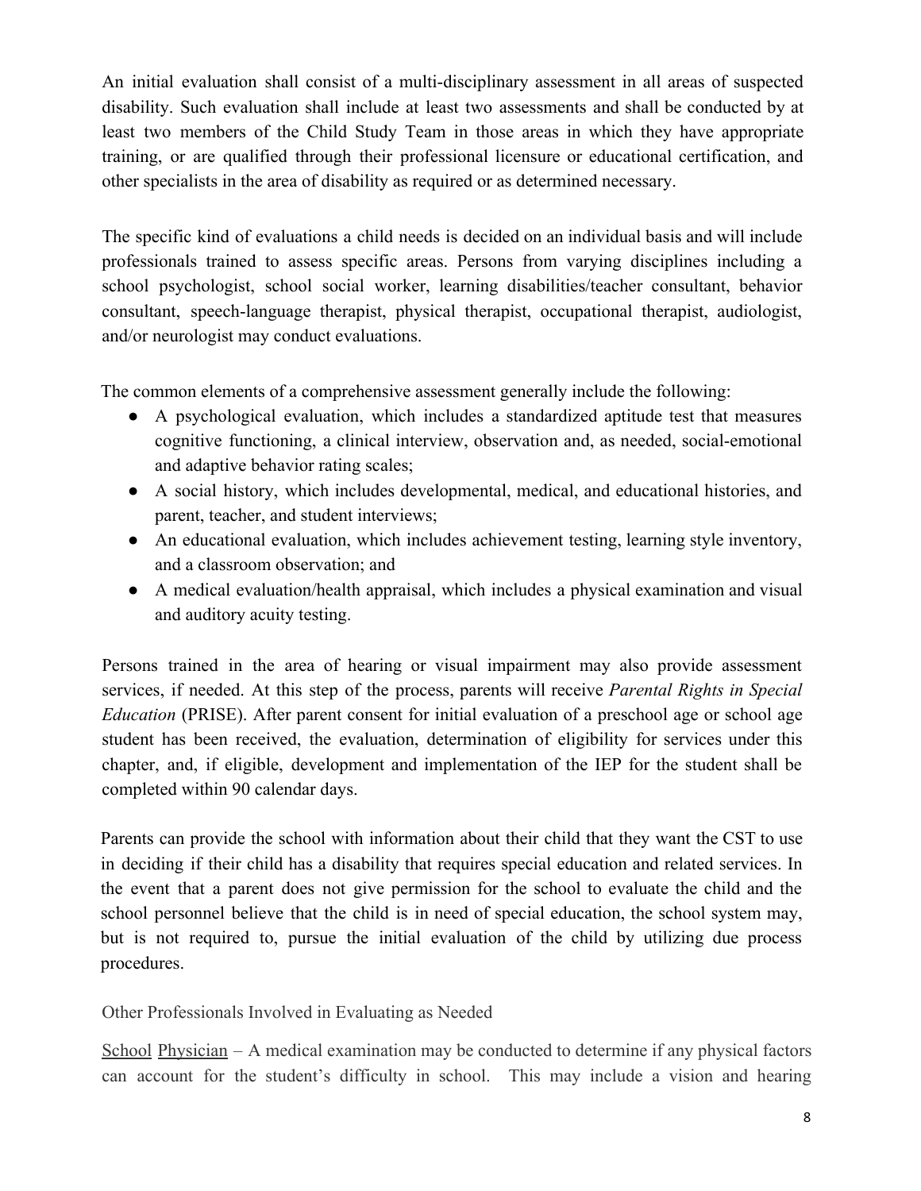An initial evaluation shall consist of a multi-disciplinary assessment in all areas of suspected disability. Such evaluation shall include at least two assessments and shall be conducted by at least two members of the Child Study Team in those areas in which they have appropriate training, or are qualified through their professional licensure or educational certification, and other specialists in the area of disability as required or as determined necessary.

The specific kind of evaluations a child needs is decided on an individual basis and will include professionals trained to assess specific areas. Persons from varying disciplines including a school psychologist, school social worker, learning disabilities/teacher consultant, behavior consultant, speech-language therapist, physical therapist, occupational therapist, audiologist, and/or neurologist may conduct evaluations.

The common elements of a comprehensive assessment generally include the following:

- A psychological evaluation, which includes a standardized aptitude test that measures cognitive functioning, a clinical interview, observation and, as needed, social-emotional and adaptive behavior rating scales;
- A social history, which includes developmental, medical, and educational histories, and parent, teacher, and student interviews;
- An educational evaluation, which includes achievement testing, learning style inventory, and a classroom observation; and
- A medical evaluation/health appraisal, which includes a physical examination and visual and auditory acuity testing.

Persons trained in the area of hearing or visual impairment may also provide assessment services, if needed. At this step of the process, parents will receive *Parental Rights in Special Education* (PRISE). After parent consent for initial evaluation of a preschool age or school age student has been received, the evaluation, determination of eligibility for services under this chapter, and, if eligible, development and implementation of the IEP for the student shall be completed within 90 calendar days.

Parents can provide the school with information about their child that they want the CST to use in deciding if their child has a disability that requires special education and related services. In the event that a parent does not give permission for the school to evaluate the child and the school personnel believe that the child is in need of special education, the school system may, but is not required to, pursue the initial evaluation of the child by utilizing due process procedures.

### Other Professionals Involved in Evaluating as Needed

School Physician – A medical examination may be conducted to determine if any physical factors can account for the student's difficulty in school. This may include a vision and hearing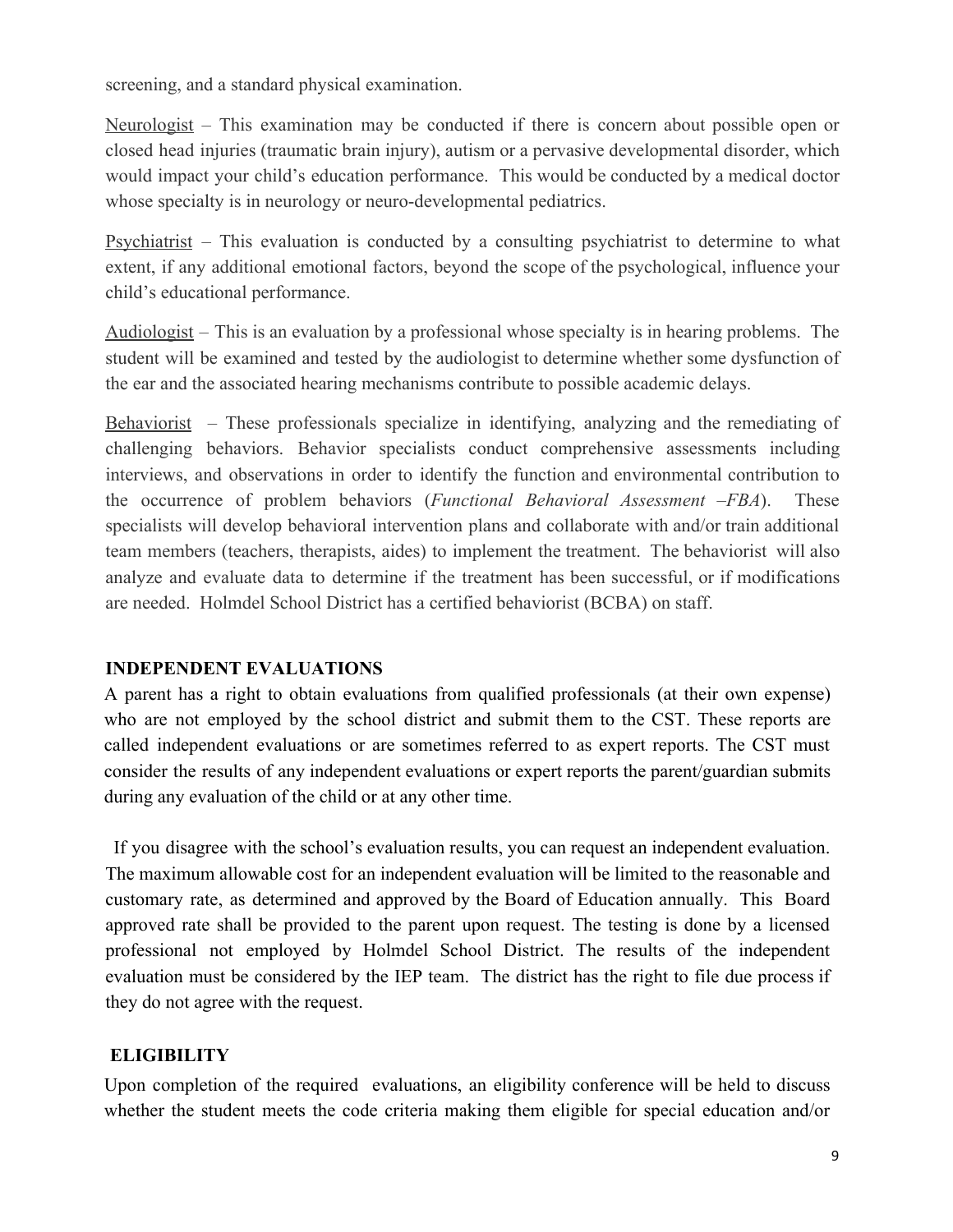screening, and a standard physical examination.

Neurologist – This examination may be conducted if there is concern about possible open or closed head injuries (traumatic brain injury), autism or a pervasive developmental disorder, which would impact your child's education performance. This would be conducted by a medical doctor whose specialty is in neurology or neuro-developmental pediatrics.

Psychiatrist – This evaluation is conducted by a consulting psychiatrist to determine to what extent, if any additional emotional factors, beyond the scope of the psychological, influence your child's educational performance.

Audiologist – This is an evaluation by a professional whose specialty is in hearing problems. The student will be examined and tested by the audiologist to determine whether some dysfunction of the ear and the associated hearing mechanisms contribute to possible academic delays.

Behaviorist – These professionals specialize in identifying, analyzing and the remediating of challenging behaviors. Behavior specialists conduct comprehensive assessments including interviews, and observations in order to identify the function and environmental contribution to the occurrence of problem behaviors (*Functional Behavioral Assessment –FBA*). These specialists will develop behavioral intervention plans and collaborate with and/or train additional team members (teachers, therapists, aides) to implement the treatment. The behaviorist will also analyze and evaluate data to determine if the treatment has been successful, or if modifications are needed. Holmdel School District has a certified behaviorist (BCBA) on staff.

## INDEPENDENT EVALUATIONS

A parent has a right to obtain evaluations from qualified professionals (at their own expense) who are not employed by the school district and submit them to the CST. These reports are called independent evaluations or are sometimes referred to as expert reports. The CST must consider the results of any independent evaluations or expert reports the parent/guardian submits during any evaluation of the child or at any other time.

If you disagree with the school's evaluation results, you can request an independent evaluation. The maximum allowable cost for an independent evaluation will be limited to the reasonable and customary rate, as determined and approved by the Board of Education annually. This Board approved rate shall be provided to the parent upon request. The testing is done by a licensed professional not employed by Holmdel School District. The results of the independent evaluation must be considered by the IEP team. The district has the right to file due process if they do not agree with the request.

## ELIGIBILITY

Upon completion of the required evaluations, an eligibility conference will be held to discuss whether the student meets the code criteria making them eligible for special education and/or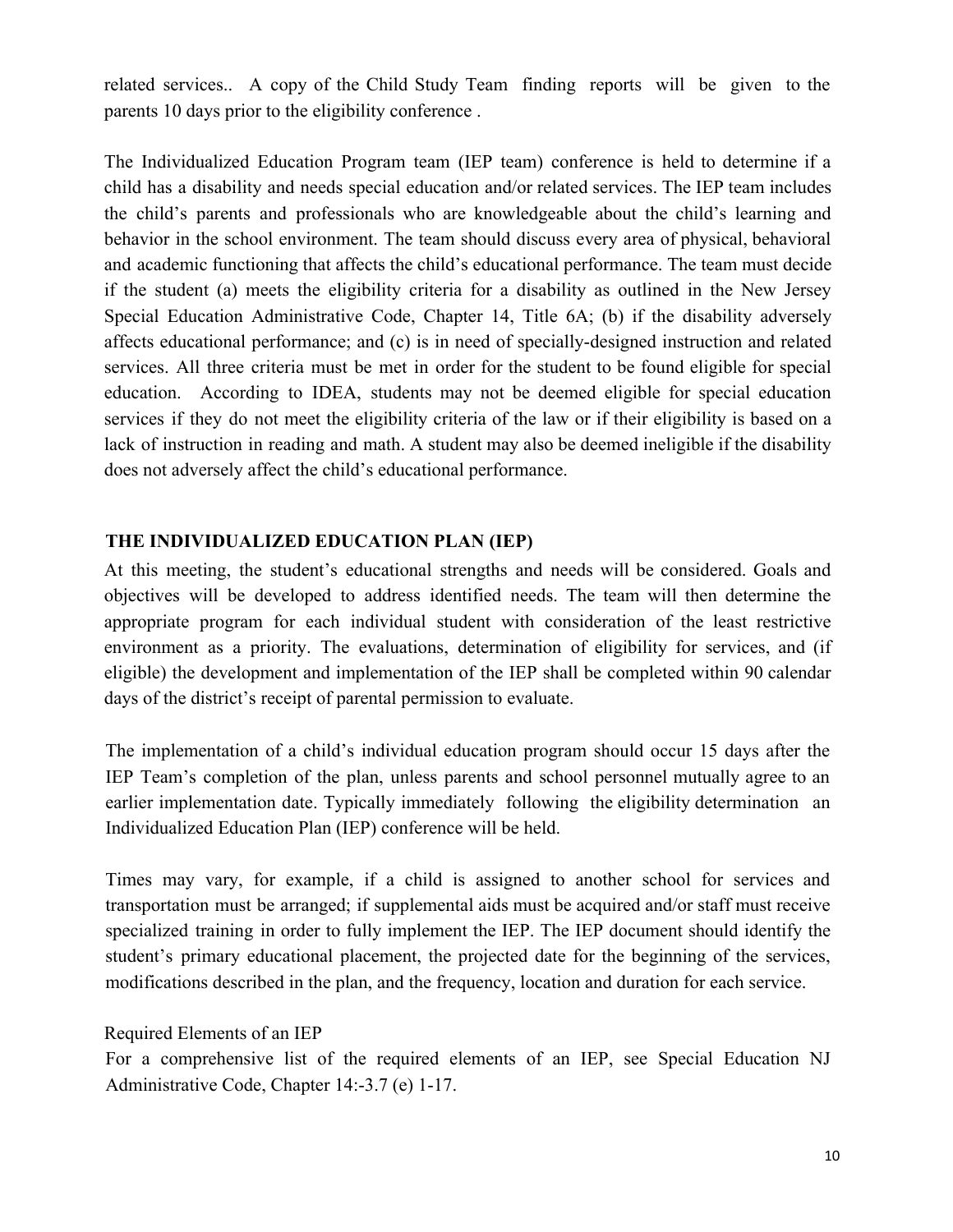related services.. A copy of the Child Study Team finding reports will be given to the parents 10 days prior to the eligibility conference .

The Individualized Education Program team (IEP team) conference is held to determine if a child has a disability and needs special education and/or related services. The IEP team includes the child's parents and professionals who are knowledgeable about the child's learning and behavior in the school environment. The team should discuss every area of physical, behavioral and academic functioning that affects the child's educational performance. The team must decide if the student (a) meets the eligibility criteria for a disability as outlined in the New Jersey Special Education Administrative Code, Chapter 14, Title 6A; (b) if the disability adversely affects educational performance; and (c) is in need of specially-designed instruction and related services. All three criteria must be met in order for the student to be found eligible for special education. According to IDEA, students may not be deemed eligible for special education services if they do not meet the eligibility criteria of the law or if their eligibility is based on a lack of instruction in reading and math. A student may also be deemed ineligible if the disability does not adversely affect the child's educational performance.

## THE INDIVIDUALIZED EDUCATION PLAN (IEP)

At this meeting, the student's educational strengths and needs will be considered. Goals and objectives will be developed to address identified needs. The team will then determine the appropriate program for each individual student with consideration of the least restrictive environment as a priority. The evaluations, determination of eligibility for services, and (if eligible) the development and implementation of the IEP shall be completed within 90 calendar days of the district's receipt of parental permission to evaluate.

The implementation of a child's individual education program should occur 15 days after the IEP Team's completion of the plan, unless parents and school personnel mutually agree to an earlier implementation date. Typically immediately following the eligibility determination an Individualized Education Plan (IEP) conference will be held.

Times may vary, for example, if a child is assigned to another school for services and transportation must be arranged; if supplemental aids must be acquired and/or staff must receive specialized training in order to fully implement the IEP. The IEP document should identify the student's primary educational placement, the projected date for the beginning of the services, modifications described in the plan, and the frequency, location and duration for each service.

Required Elements of an IEP

For a comprehensive list of the required elements of an IEP, see Special Education NJ Administrative Code, Chapter 14:-3.7 (e) 1-17.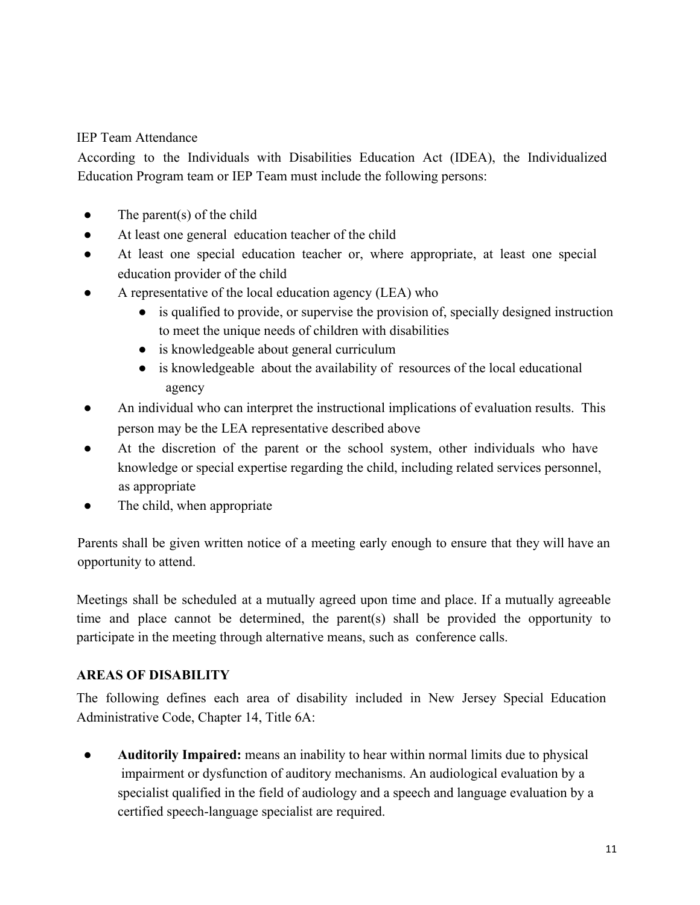IEP Team Attendance

According to the Individuals with Disabilities Education Act (IDEA), the Individualized Education Program team or IEP Team must include the following persons:

- The parent(s) of the child
- At least one general education teacher of the child
- At least one special education teacher or, where appropriate, at least one special education provider of the child
- A representative of the local education agency (LEA) who
    - is qualified to provide, or supervise the provision of, specially designed instruction to meet the unique needs of children with disabilities
    - is knowledgeable about general curriculum
    - is knowledgeable about the availability of resources of the local educational agency
- An individual who can interpret the instructional implications of evaluation results. This person may be the LEA representative described above
- At the discretion of the parent or the school system, other individuals who have knowledge or special expertise regarding the child, including related services personnel, as appropriate
- The child, when appropriate

Parents shall be given written notice of a meeting early enough to ensure that they will have an opportunity to attend.

Meetings shall be scheduled at a mutually agreed upon time and place. If a mutually agreeable time and place cannot be determined, the parent(s) shall be provided the opportunity to participate in the meeting through alternative means, such as conference calls.

## AREAS OF DISABILITY

The following defines each area of disability included in New Jersey Special Education Administrative Code, Chapter 14, Title 6A:

- **Auditorily Impaired:** means an inability to hear within normal limits due to physical impairment or dysfunction of auditory mechanisms. An audiological evaluation by a specialist qualified in the field of audiology and a speech and language evaluation by a certified speech-language specialist are required.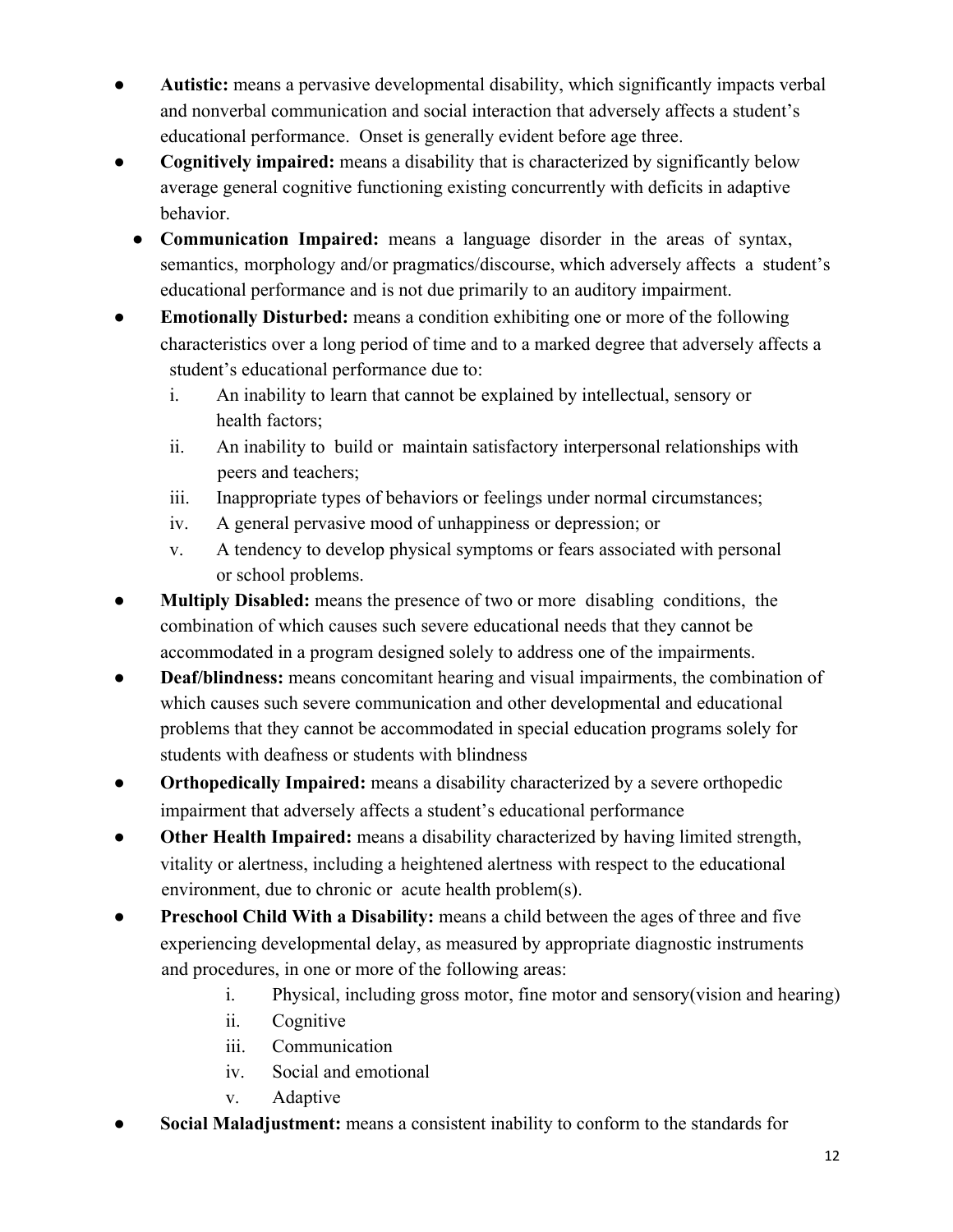- **Autistic:** means a pervasive developmental disability, which significantly impacts verbal and nonverbal communication and social interaction that adversely affects a student's educational performance. Onset is generally evident before age three.
- **Cognitively impaired:** means a disability that is characterized by significantly below average general cognitive functioning existing concurrently with deficits in adaptive behavior.
- **Communication Impaired:** means a language disorder in the areas of syntax, semantics, morphology and/or pragmatics/discourse, which adversely affects a student's educational performance and is not due primarily to an auditory impairment.
- **Emotionally Disturbed:** means a condition exhibiting one or more of the following characteristics over a long period of time and to a marked degree that adversely affects a student's educational performance due to:
  - i. An inability to learn that cannot be explained by intellectual, sensory or health factors;
  - ii. An inability to build or maintain satisfactory interpersonal relationships with peers and teachers;
  - iii. Inappropriate types of behaviors or feelings under normal circumstances;
  - iv. A general pervasive mood of unhappiness or depression; or
  - v. A tendency to develop physical symptoms or fears associated with personal or school problems.
- **Multiply Disabled:** means the presence of two or more disabling conditions, the combination of which causes such severe educational needs that they cannot be accommodated in a program designed solely to address one of the impairments.
- **Deaf/blindness:** means concomitant hearing and visual impairments, the combination of which causes such severe communication and other developmental and educational problems that they cannot be accommodated in special education programs solely for students with deafness or students with blindness
- **Orthopedically Impaired:** means a disability characterized by a severe orthopedic impairment that adversely affects a student's educational performance
- **Other Health Impaired:** means a disability characterized by having limited strength, vitality or alertness, including a heightened alertness with respect to the educational environment, due to chronic or acute health problem(s).
- **Preschool Child With a Disability:** means a child between the ages of three and five experiencing developmental delay, as measured by appropriate diagnostic instruments and procedures, in one or more of the following areas:
  - i. Physical, including gross motor, fine motor and sensory(vision and hearing)
  - ii. Cognitive
  - iii. Communication
  - iv. Social and emotional
  - v. Adaptive
- **Social Maladjustment:** means a consistent inability to conform to the standards for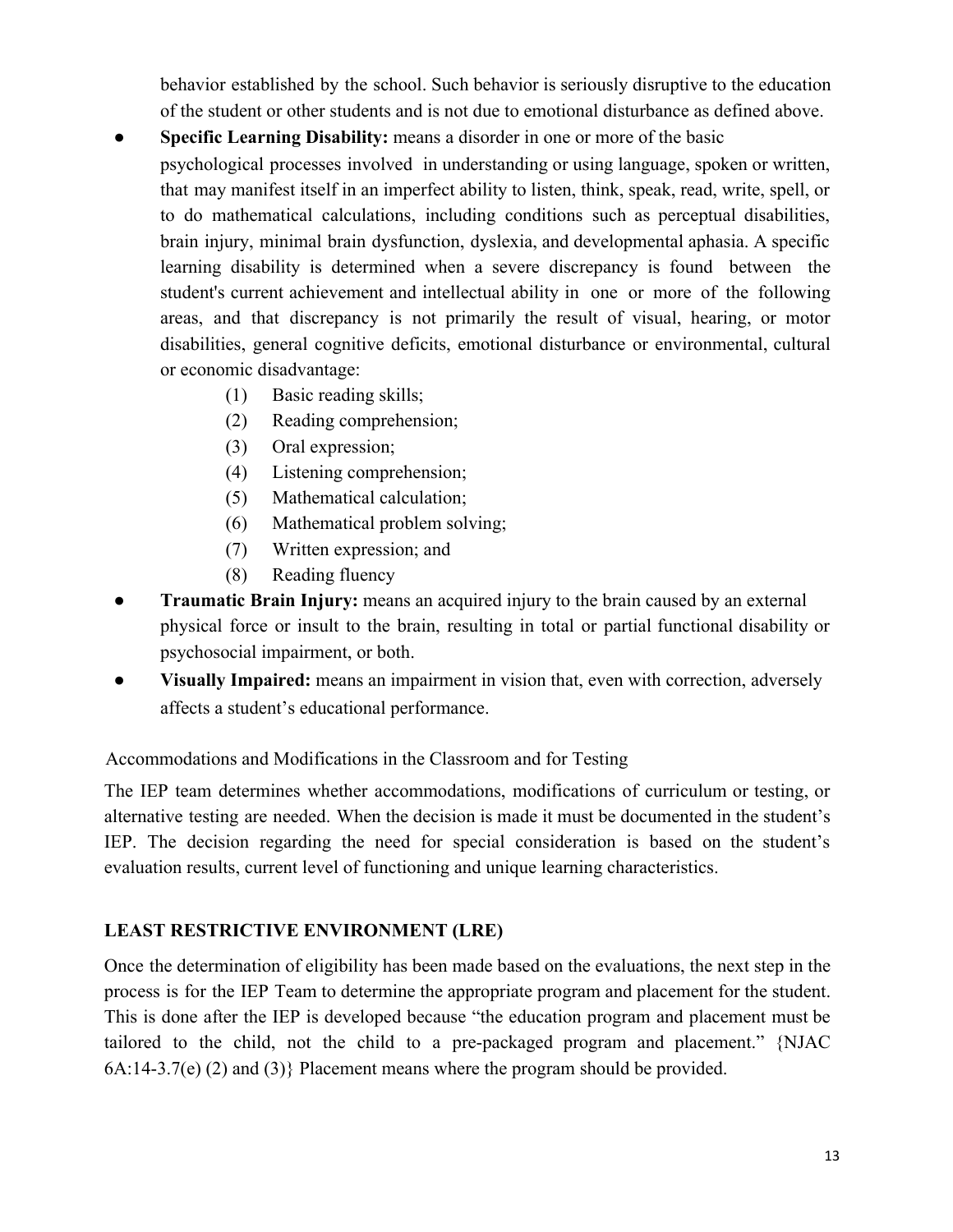behavior established by the school. Such behavior is seriously disruptive to the education of the student or other students and is not due to emotional disturbance as defined above.

- **Specific Learning Disability:** means a disorder in one or more of the basic psychological processes involved in understanding or using language, spoken or written, that may manifest itself in an imperfect ability to listen, think, speak, read, write, spell, or to do mathematical calculations, including conditions such as perceptual disabilities, brain injury, minimal brain dysfunction, dyslexia, and developmental aphasia. A specific learning disability is determined when a severe discrepancy is found between the student's current achievement and intellectual ability in one or more of the following areas, and that discrepancy is not primarily the result of visual, hearing, or motor disabilities, general cognitive deficits, emotional disturbance or environmental, cultural or economic disadvantage:
  - (1) Basic reading skills;
  - (2) Reading comprehension;
  - (3) Oral expression;
  - (4) Listening comprehension;
  - (5) Mathematical calculation;
  - (6) Mathematical problem solving;
  - (7) Written expression; and
  - (8) Reading fluency
- **Traumatic Brain Injury:** means an acquired injury to the brain caused by an external physical force or insult to the brain, resulting in total or partial functional disability or psychosocial impairment, or both.
- **Visually Impaired:** means an impairment in vision that, even with correction, adversely affects a student's educational performance.

Accommodations and Modifications in the Classroom and for Testing

The IEP team determines whether accommodations, modifications of curriculum or testing, or alternative testing are needed. When the decision is made it must be documented in the student's IEP. The decision regarding the need for special consideration is based on the student's evaluation results, current level of functioning and unique learning characteristics.

## LEAST RESTRICTIVE ENVIRONMENT (LRE)

Once the determination of eligibility has been made based on the evaluations, the next step in the process is for the IEP Team to determine the appropriate program and placement for the student. This is done after the IEP is developed because "the education program and placement must be tailored to the child, not the child to a pre-packaged program and placement." {NJAC 6A:14-3.7(e) (2) and (3)} Placement means where the program should be provided.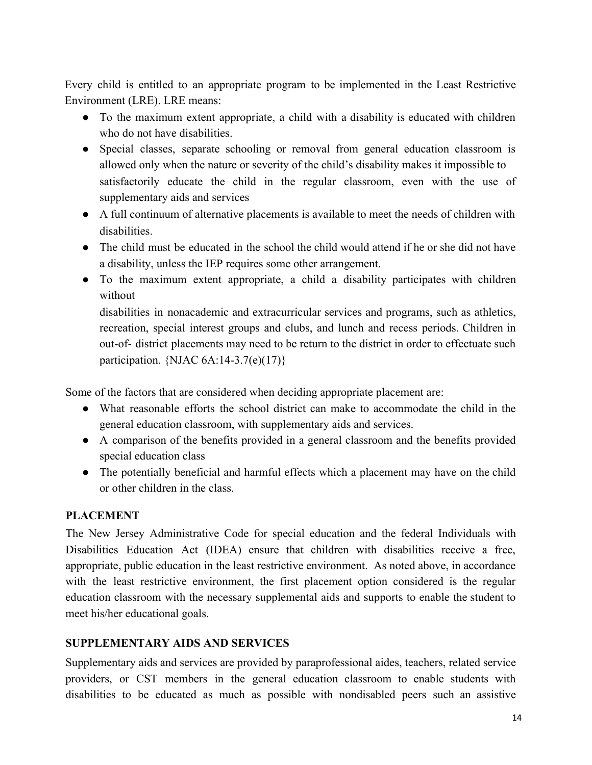Every child is entitled to an appropriate program to be implemented in the Least Restrictive Environment (LRE). LRE means:

- To the maximum extent appropriate, a child with a disability is educated with children who do not have disabilities.
- Special classes, separate schooling or removal from general education classroom is allowed only when the nature or severity of the child's disability makes it impossible to satisfactorily educate the child in the regular classroom, even with the use of supplementary aids and services
- A full continuum of alternative placements is available to meet the needs of children with disabilities.
- The child must be educated in the school the child would attend if he or she did not have a disability, unless the IEP requires some other arrangement.
- To the maximum extent appropriate, a child a disability participates with children without disabilities in nonacademic and extracurricular services and programs, such as athletics, recreation, special interest groups and clubs, and lunch and recess periods. Children in out-of- district placements may need to be return to the district in order to effectuate such participation. {NJAC 6A:14-3.7(e)(17)}

Some of the factors that are considered when deciding appropriate placement are:

- What reasonable efforts the school district can make to accommodate the child in the general education classroom, with supplementary aids and services.
- A comparison of the benefits provided in a general classroom and the benefits provided special education class
- The potentially beneficial and harmful effects which a placement may have on the child or other children in the class.

**PLACEMENT**

The New Jersey Administrative Code for special education and the federal Individuals with Disabilities Education Act (IDEA) ensure that children with disabilities receive a free, appropriate, public education in the least restrictive environment. As noted above, in accordance with the least restrictive environment, the first placement option considered is the regular education classroom with the necessary supplemental aids and supports to enable the student to meet his/her educational goals.

**SUPPLEMENTARY AIDS AND SERVICES**

Supplementary aids and services are provided by paraprofessional aides, teachers, related service providers, or CST members in the general education classroom to enable students with disabilities to be educated as much as possible with nondisabled peers such an assistive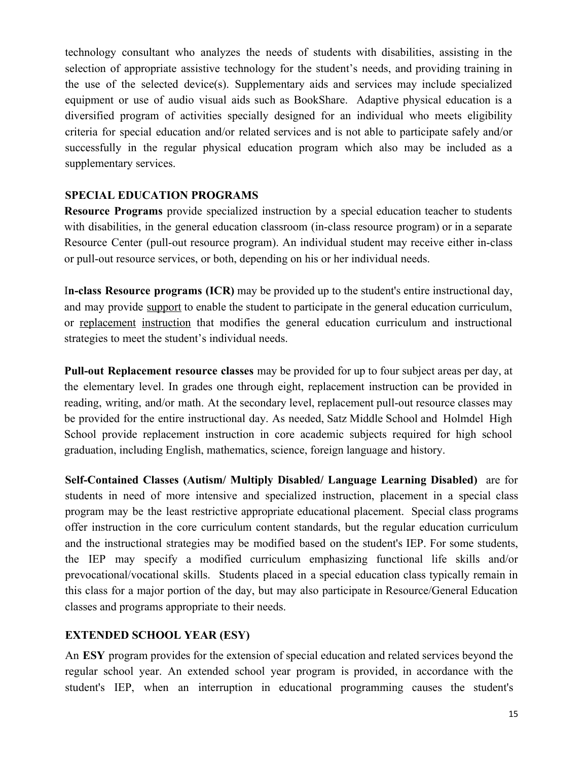technology consultant who analyzes the needs of students with disabilities, assisting in the selection of appropriate assistive technology for the student's needs, and providing training in the use of the selected device(s). Supplementary aids and services may include specialized equipment or use of audio visual aids such as BookShare. Adaptive physical education is a diversified program of activities specially designed for an individual who meets eligibility criteria for special education and/or related services and is not able to participate safely and/or successfully in the regular physical education program which also may be included as a supplementary services.

## SPECIAL EDUCATION PROGRAMS

**Resource Programs** provide specialized instruction by a special education teacher to students with disabilities, in the general education classroom (in-class resource program) or in a separate Resource Center (pull-out resource program). An individual student may receive either in-class or pull-out resource services, or both, depending on his or her individual needs.

**In-class Resource programs (ICR)** may be provided up to the student's entire instructional day, and may provide <u>support</u> to enable the student to participate in the general education curriculum, or <u>replacement instruction</u> that modifies the general education curriculum and instructional strategies to meet the student's individual needs.

**Pull-out Replacement resource classes** may be provided for up to four subject areas per day, at the elementary level. In grades one through eight, replacement instruction can be provided in reading, writing, and/or math. At the secondary level, replacement pull-out resource classes may be provided for the entire instructional day. As needed, Satz Middle School and Holmdel High School provide replacement instruction in core academic subjects required for high school graduation, including English, mathematics, science, foreign language and history.

**Self-Contained Classes (Autism/ Multiply Disabled/ Language Learning Disabled)** are for students in need of more intensive and specialized instruction, placement in a special class program may be the least restrictive appropriate educational placement. Special class programs offer instruction in the core curriculum content standards, but the regular education curriculum and the instructional strategies may be modified based on the student's IEP. For some students, the IEP may specify a modified curriculum emphasizing functional life skills and/or prevocational/vocational skills. Students placed in a special education class typically remain in this class for a major portion of the day, but may also participate in Resource/General Education classes and programs appropriate to their needs.

## EXTENDED SCHOOL YEAR (ESY)

An **ESY** program provides for the extension of special education and related services beyond the regular school year. An extended school year program is provided, in accordance with the student's IEP, when an interruption in educational programming causes the student's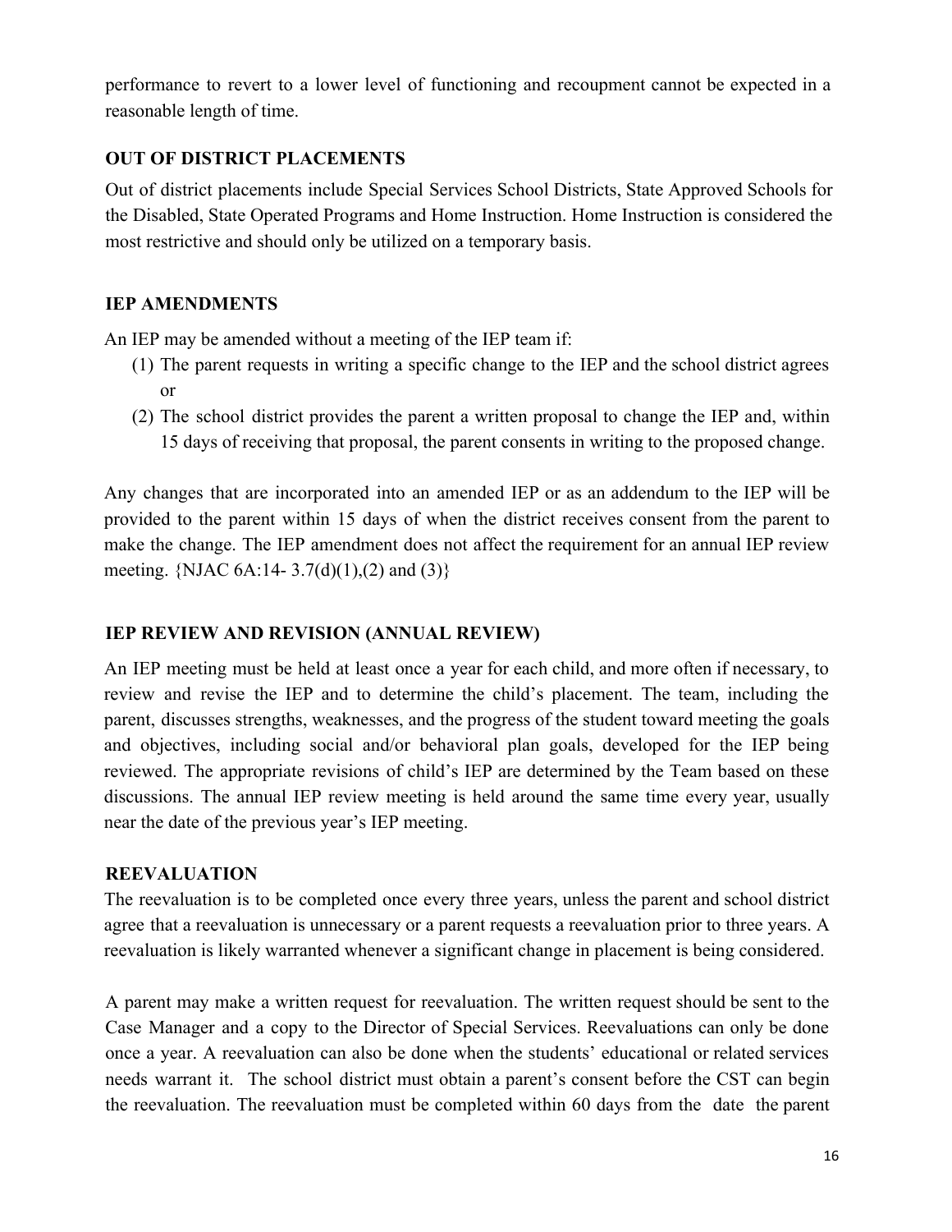performance to revert to a lower level of functioning and recoupment cannot be expected in a reasonable length of time.

### OUT OF DISTRICT PLACEMENTS

Out of district placements include Special Services School Districts, State Approved Schools for the Disabled, State Operated Programs and Home Instruction. Home Instruction is considered the most restrictive and should only be utilized on a temporary basis.

### IEP AMENDMENTS

An IEP may be amended without a meeting of the IEP team if:

(1) The parent requests in writing a specific change to the IEP and the school district agrees or

(2) The school district provides the parent a written proposal to change the IEP and, within 15 days of receiving that proposal, the parent consents in writing to the proposed change.

Any changes that are incorporated into an amended IEP or as an addendum to the IEP will be provided to the parent within 15 days of when the district receives consent from the parent to make the change. The IEP amendment does not affect the requirement for an annual IEP review meeting. {NJAC 6A:14- 3.7(d)(1),(2) and (3)}

### IEP REVIEW AND REVISION (ANNUAL REVIEW)

An IEP meeting must be held at least once a year for each child, and more often if necessary, to review and revise the IEP and to determine the child's placement. The team, including the parent, discusses strengths, weaknesses, and the progress of the student toward meeting the goals and objectives, including social and/or behavioral plan goals, developed for the IEP being reviewed. The appropriate revisions of child's IEP are determined by the Team based on these discussions. The annual IEP review meeting is held around the same time every year, usually near the date of the previous year's IEP meeting.

### REEVALUATION

The reevaluation is to be completed once every three years, unless the parent and school district agree that a reevaluation is unnecessary or a parent requests a reevaluation prior to three years. A reevaluation is likely warranted whenever a significant change in placement is being considered.

A parent may make a written request for reevaluation. The written request should be sent to the Case Manager and a copy to the Director of Special Services. Reevaluations can only be done once a year. A reevaluation can also be done when the students' educational or related services needs warrant it. The school district must obtain a parent's consent before the CST can begin the reevaluation. The reevaluation must be completed within 60 days from the date the parent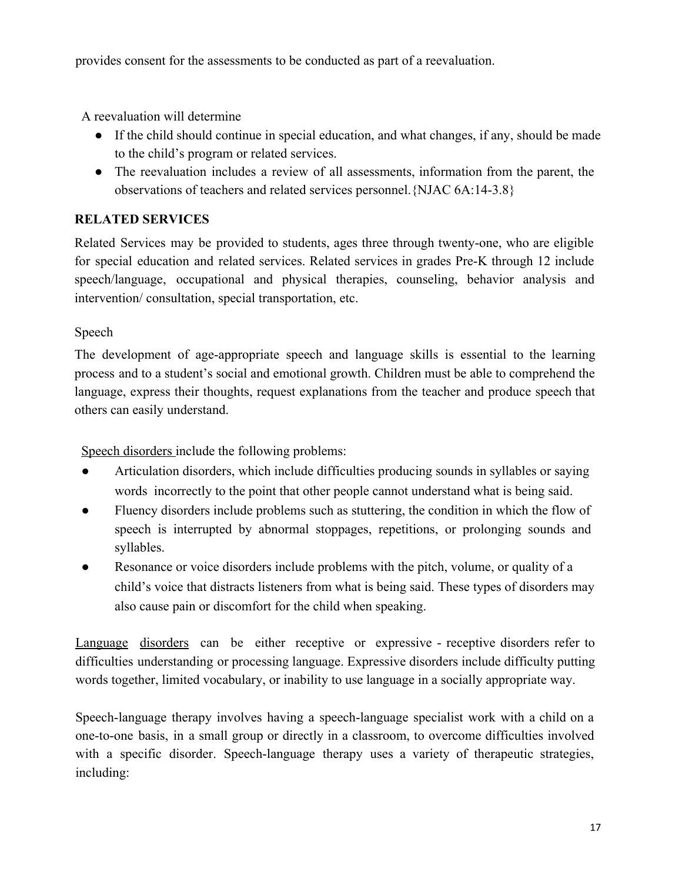provides consent for the assessments to be conducted as part of a reevaluation.

A reevaluation will determine

- If the child should continue in special education, and what changes, if any, should be made to the child's program or related services.
- The reevaluation includes a review of all assessments, information from the parent, the observations of teachers and related services personnel.{NJAC 6A:14-3.8}

**RELATED SERVICES**

Related Services may be provided to students, ages three through twenty-one, who are eligible for special education and related services. Related services in grades Pre-K through 12 include speech/language, occupational and physical therapies, counseling, behavior analysis and intervention/ consultation, special transportation, etc.

Speech

The development of age-appropriate speech and language skills is essential to the learning process and to a student's social and emotional growth. Children must be able to comprehend the language, express their thoughts, request explanations from the teacher and produce speech that others can easily understand.

Speech disorders include the following problems:

- Articulation disorders, which include difficulties producing sounds in syllables or saying words incorrectly to the point that other people cannot understand what is being said.
- Fluency disorders include problems such as stuttering, the condition in which the flow of speech is interrupted by abnormal stoppages, repetitions, or prolonging sounds and syllables.
- Resonance or voice disorders include problems with the pitch, volume, or quality of a child's voice that distracts listeners from what is being said. These types of disorders may also cause pain or discomfort for the child when speaking.

Language disorders can be either receptive or expressive - receptive disorders refer to difficulties understanding or processing language. Expressive disorders include difficulty putting words together, limited vocabulary, or inability to use language in a socially appropriate way.

Speech-language therapy involves having a speech-language specialist work with a child on a one-to-one basis, in a small group or directly in a classroom, to overcome difficulties involved with a specific disorder. Speech-language therapy uses a variety of therapeutic strategies, including: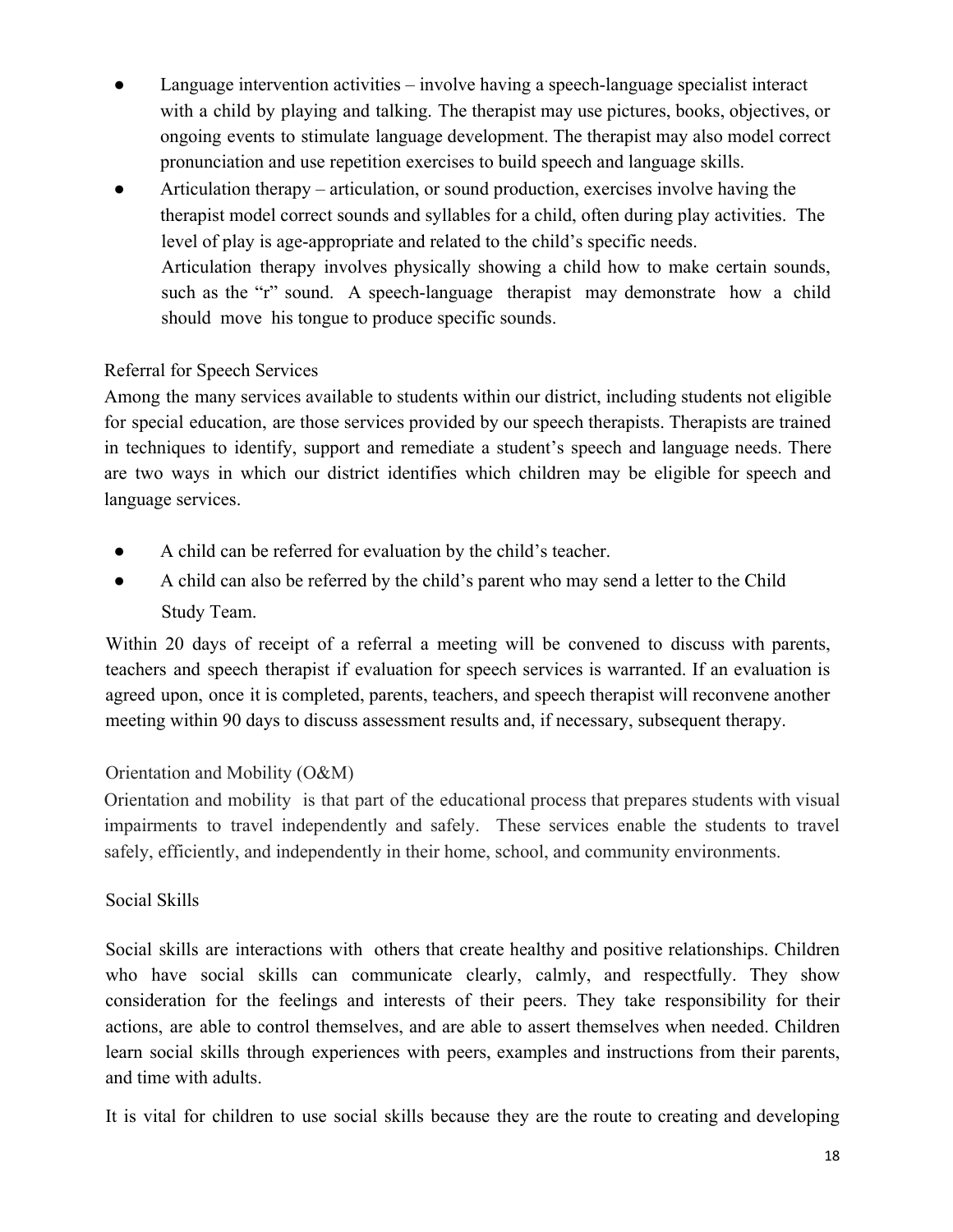- Language intervention activities – involve having a speech-language specialist interact with a child by playing and talking. The therapist may use pictures, books, objectives, or ongoing events to stimulate language development. The therapist may also model correct pronunciation and use repetition exercises to build speech and language skills.
- Articulation therapy – articulation, or sound production, exercises involve having the therapist model correct sounds and syllables for a child, often during play activities. The level of play is age-appropriate and related to the child's specific needs.
  Articulation therapy involves physically showing a child how to make certain sounds, such as the "r" sound. A speech-language therapist may demonstrate how a child should move his tongue to produce specific sounds.

### Referral for Speech Services

Among the many services available to students within our district, including students not eligible for special education, are those services provided by our speech therapists. Therapists are trained in techniques to identify, support and remediate a student's speech and language needs. There are two ways in which our district identifies which children may be eligible for speech and language services.

- A child can be referred for evaluation by the child's teacher.
- A child can also be referred by the child's parent who may send a letter to the Child Study Team.

Within 20 days of receipt of a referral a meeting will be convened to discuss with parents, teachers and speech therapist if evaluation for speech services is warranted. If an evaluation is agreed upon, once it is completed, parents, teachers, and speech therapist will reconvene another meeting within 90 days to discuss assessment results and, if necessary, subsequent therapy.

### Orientation and Mobility (O&M)

Orientation and mobility is that part of the educational process that prepares students with visual impairments to travel independently and safely. These services enable the students to travel safely, efficiently, and independently in their home, school, and community environments.

### Social Skills

Social skills are interactions with others that create healthy and positive relationships. Children who have social skills can communicate clearly, calmly, and respectfully. They show consideration for the feelings and interests of their peers. They take responsibility for their actions, are able to control themselves, and are able to assert themselves when needed. Children learn social skills through experiences with peers, examples and instructions from their parents, and time with adults.

It is vital for children to use social skills because they are the route to creating and developing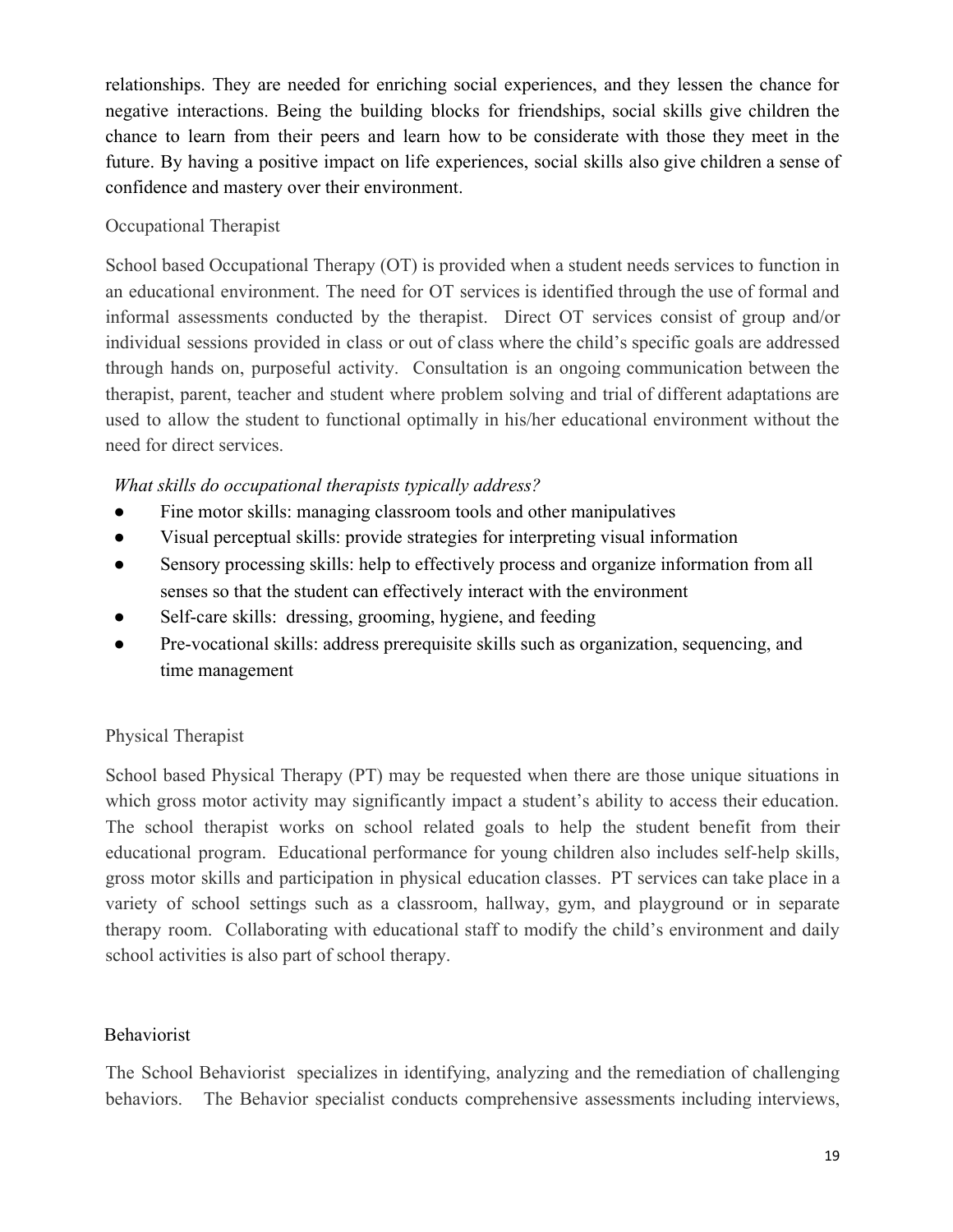relationships. They are needed for enriching social experiences, and they lessen the chance for negative interactions. Being the building blocks for friendships, social skills give children the chance to learn from their peers and learn how to be considerate with those they meet in the future. By having a positive impact on life experiences, social skills also give children a sense of confidence and mastery over their environment.

### Occupational Therapist

School based Occupational Therapy (OT) is provided when a student needs services to function in an educational environment. The need for OT services is identified through the use of formal and informal assessments conducted by the therapist. Direct OT services consist of group and/or individual sessions provided in class or out of class where the child's specific goals are addressed through hands on, purposeful activity. Consultation is an ongoing communication between the therapist, parent, teacher and student where problem solving and trial of different adaptations are used to allow the student to functional optimally in his/her educational environment without the need for direct services.

*What skills do occupational therapists typically address?*

- Fine motor skills: managing classroom tools and other manipulatives
- Visual perceptual skills: provide strategies for interpreting visual information
- Sensory processing skills: help to effectively process and organize information from all senses so that the student can effectively interact with the environment
- Self-care skills: dressing, grooming, hygiene, and feeding
- Pre-vocational skills: address prerequisite skills such as organization, sequencing, and time management

### Physical Therapist

School based Physical Therapy (PT) may be requested when there are those unique situations in which gross motor activity may significantly impact a student's ability to access their education. The school therapist works on school related goals to help the student benefit from their educational program. Educational performance for young children also includes self-help skills, gross motor skills and participation in physical education classes. PT services can take place in a variety of school settings such as a classroom, hallway, gym, and playground or in separate therapy room. Collaborating with educational staff to modify the child's environment and daily school activities is also part of school therapy.

### Behaviorist

The School Behaviorist specializes in identifying, analyzing and the remediation of challenging behaviors. The Behavior specialist conducts comprehensive assessments including interviews,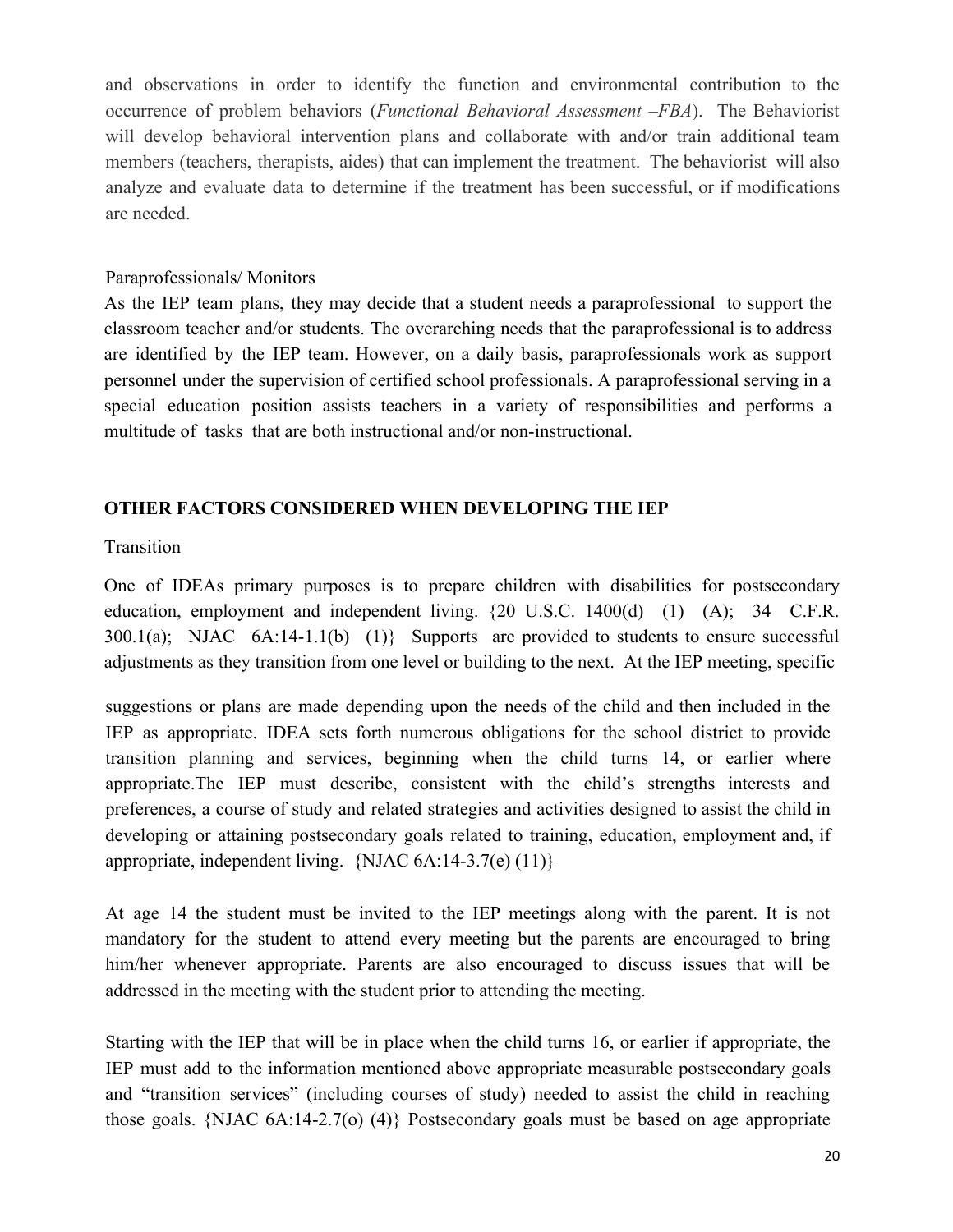and observations in order to identify the function and environmental contribution to the occurrence of problem behaviors (*Functional Behavioral Assessment –FBA*). The Behaviorist will develop behavioral intervention plans and collaborate with and/or train additional team members (teachers, therapists, aides) that can implement the treatment. The behaviorist will also analyze and evaluate data to determine if the treatment has been successful, or if modifications are needed.

Paraprofessionals/ Monitors

As the IEP team plans, they may decide that a student needs a paraprofessional to support the classroom teacher and/or students. The overarching needs that the paraprofessional is to address are identified by the IEP team. However, on a daily basis, paraprofessionals work as support personnel under the supervision of certified school professionals. A paraprofessional serving in a special education position assists teachers in a variety of responsibilities and performs a multitude of tasks that are both instructional and/or non-instructional.

## OTHER FACTORS CONSIDERED WHEN DEVELOPING THE IEP

Transition

One of IDEAs primary purposes is to prepare children with disabilities for postsecondary education, employment and independent living. {20 U.S.C. 1400(d) (1) (A); 34 C.F.R. 300.1(a); NJAC 6A:14-1.1(b) (1)} Supports are provided to students to ensure successful adjustments as they transition from one level or building to the next. At the IEP meeting, specific suggestions or plans are made depending upon the needs of the child and then included in the IEP as appropriate. IDEA sets forth numerous obligations for the school district to provide transition planning and services, beginning when the child turns 14, or earlier where appropriate.The IEP must describe, consistent with the child's strengths interests and preferences, a course of study and related strategies and activities designed to assist the child in developing or attaining postsecondary goals related to training, education, employment and, if appropriate, independent living. {NJAC 6A:14-3.7(e) (11)}

At age 14 the student must be invited to the IEP meetings along with the parent. It is not mandatory for the student to attend every meeting but the parents are encouraged to bring him/her whenever appropriate. Parents are also encouraged to discuss issues that will be addressed in the meeting with the student prior to attending the meeting.

Starting with the IEP that will be in place when the child turns 16, or earlier if appropriate, the IEP must add to the information mentioned above appropriate measurable postsecondary goals and "transition services" (including courses of study) needed to assist the child in reaching those goals. {NJAC 6A:14-2.7(o) (4)} Postsecondary goals must be based on age appropriate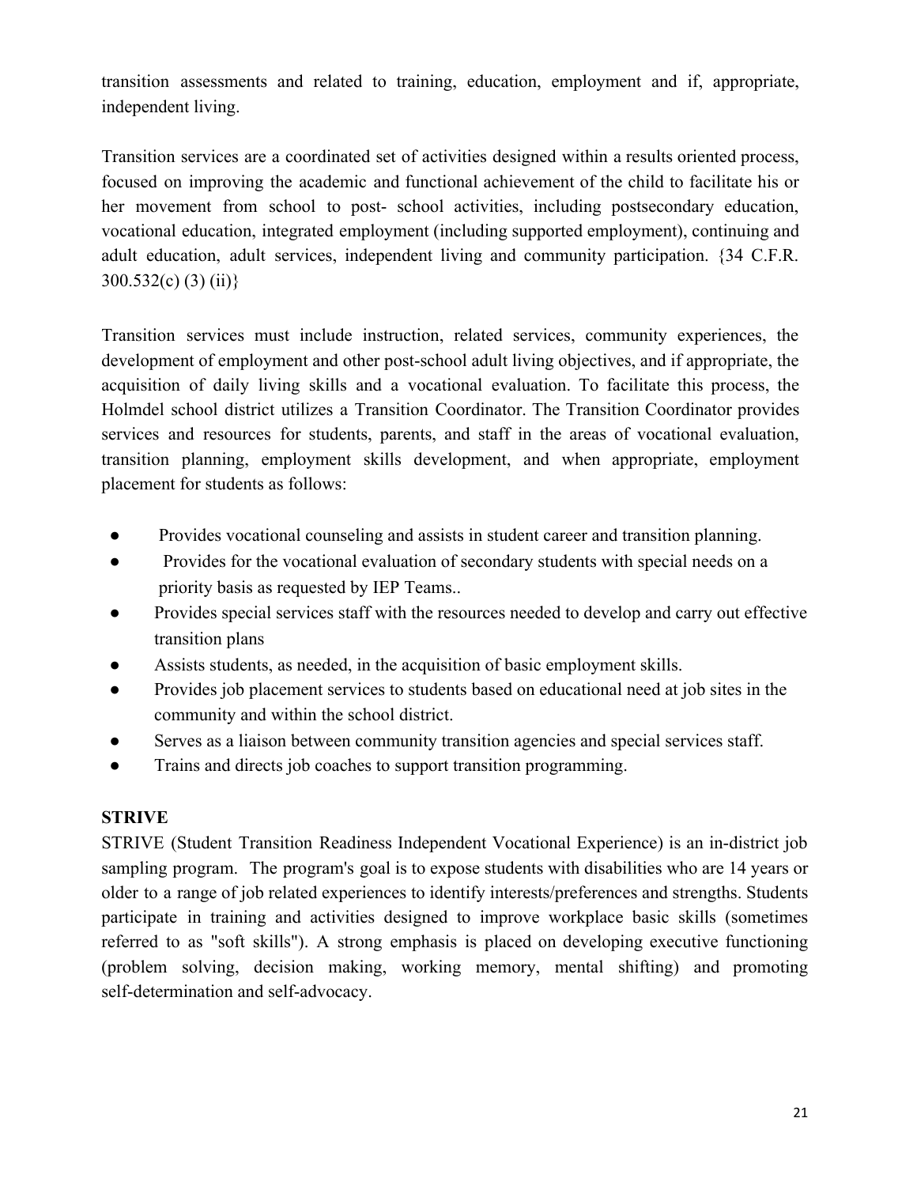transition assessments and related to training, education, employment and if, appropriate, independent living.

Transition services are a coordinated set of activities designed within a results oriented process, focused on improving the academic and functional achievement of the child to facilitate his or her movement from school to post- school activities, including postsecondary education, vocational education, integrated employment (including supported employment), continuing and adult education, adult services, independent living and community participation. {34 C.F.R. 300.532(c) (3) (ii)}

Transition services must include instruction, related services, community experiences, the development of employment and other post-school adult living objectives, and if appropriate, the acquisition of daily living skills and a vocational evaluation. To facilitate this process, the Holmdel school district utilizes a Transition Coordinator. The Transition Coordinator provides services and resources for students, parents, and staff in the areas of vocational evaluation, transition planning, employment skills development, and when appropriate, employment placement for students as follows:

- Provides vocational counseling and assists in student career and transition planning.
- Provides for the vocational evaluation of secondary students with special needs on a priority basis as requested by IEP Teams..
- Provides special services staff with the resources needed to develop and carry out effective transition plans
- Assists students, as needed, in the acquisition of basic employment skills.
- Provides job placement services to students based on educational need at job sites in the community and within the school district.
- Serves as a liaison between community transition agencies and special services staff.
- Trains and directs job coaches to support transition programming.

**STRIVE**

STRIVE (Student Transition Readiness Independent Vocational Experience) is an in-district job sampling program. The program's goal is to expose students with disabilities who are 14 years or older to a range of job related experiences to identify interests/preferences and strengths. Students participate in training and activities designed to improve workplace basic skills (sometimes referred to as "soft skills"). A strong emphasis is placed on developing executive functioning (problem solving, decision making, working memory, mental shifting) and promoting self-determination and self-advocacy.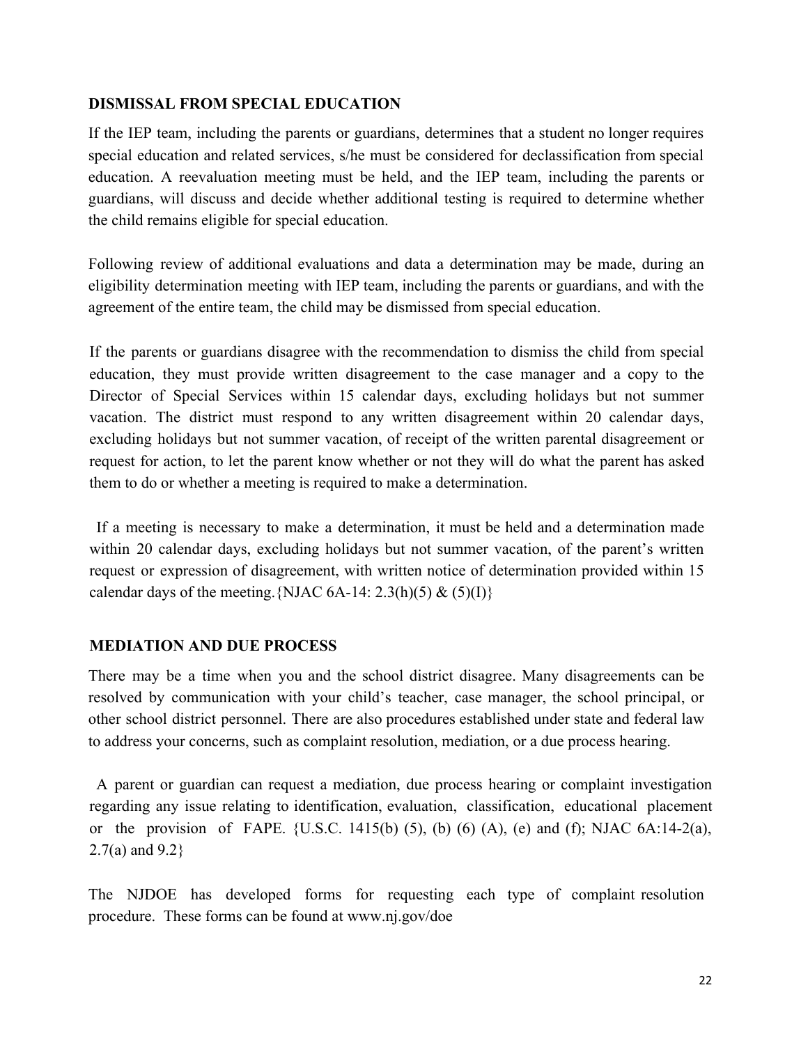## DISMISSAL FROM SPECIAL EDUCATION

If the IEP team, including the parents or guardians, determines that a student no longer requires special education and related services, s/he must be considered for declassification from special education. A reevaluation meeting must be held, and the IEP team, including the parents or guardians, will discuss and decide whether additional testing is required to determine whether the child remains eligible for special education.

Following review of additional evaluations and data a determination may be made, during an eligibility determination meeting with IEP team, including the parents or guardians, and with the agreement of the entire team, the child may be dismissed from special education.

If the parents or guardians disagree with the recommendation to dismiss the child from special education, they must provide written disagreement to the case manager and a copy to the Director of Special Services within 15 calendar days, excluding holidays but not summer vacation. The district must respond to any written disagreement within 20 calendar days, excluding holidays but not summer vacation, of receipt of the written parental disagreement or request for action, to let the parent know whether or not they will do what the parent has asked them to do or whether a meeting is required to make a determination.

If a meeting is necessary to make a determination, it must be held and a determination made within 20 calendar days, excluding holidays but not summer vacation, of the parent's written request or expression of disagreement, with written notice of determination provided within 15 calendar days of the meeting.{NJAC 6A-14: 2.3(h)(5) & (5)(I)}

## MEDIATION AND DUE PROCESS

There may be a time when you and the school district disagree. Many disagreements can be resolved by communication with your child's teacher, case manager, the school principal, or other school district personnel. There are also procedures established under state and federal law to address your concerns, such as complaint resolution, mediation, or a due process hearing.

A parent or guardian can request a mediation, due process hearing or complaint investigation regarding any issue relating to identification, evaluation, classification, educational placement or the provision of FAPE. {U.S.C. 1415(b) (5), (b) (6) (A), (e) and (f); NJAC 6A:14-2(a), 2.7(a) and 9.2}

The NJDOE has developed forms for requesting each type of complaint resolution procedure. These forms can be found at www.nj.gov/doe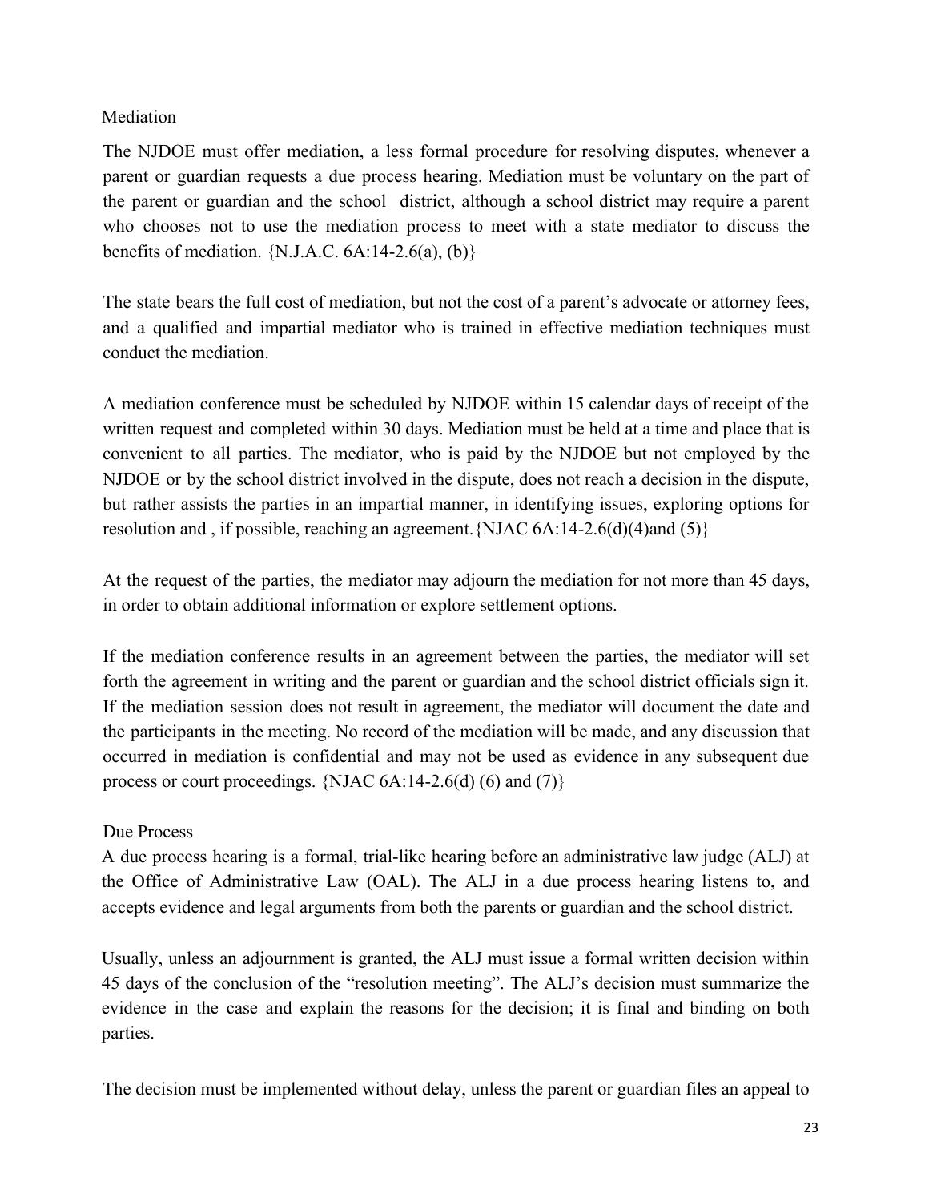## Mediation

The NJDOE must offer mediation, a less formal procedure for resolving disputes, whenever a parent or guardian requests a due process hearing. Mediation must be voluntary on the part of the parent or guardian and the school district, although a school district may require a parent who chooses not to use the mediation process to meet with a state mediator to discuss the benefits of mediation. {N.J.A.C. 6A:14-2.6(a), (b)}

The state bears the full cost of mediation, but not the cost of a parent's advocate or attorney fees, and a qualified and impartial mediator who is trained in effective mediation techniques must conduct the mediation.

A mediation conference must be scheduled by NJDOE within 15 calendar days of receipt of the written request and completed within 30 days. Mediation must be held at a time and place that is convenient to all parties. The mediator, who is paid by the NJDOE but not employed by the NJDOE or by the school district involved in the dispute, does not reach a decision in the dispute, but rather assists the parties in an impartial manner, in identifying issues, exploring options for resolution and , if possible, reaching an agreement.{NJAC 6A:14-2.6(d)(4)and (5)}

At the request of the parties, the mediator may adjourn the mediation for not more than 45 days, in order to obtain additional information or explore settlement options.

If the mediation conference results in an agreement between the parties, the mediator will set forth the agreement in writing and the parent or guardian and the school district officials sign it. If the mediation session does not result in agreement, the mediator will document the date and the participants in the meeting. No record of the mediation will be made, and any discussion that occurred in mediation is confidential and may not be used as evidence in any subsequent due process or court proceedings. {NJAC 6A:14-2.6(d) (6) and (7)}

## Due Process

A due process hearing is a formal, trial-like hearing before an administrative law judge (ALJ) at the Office of Administrative Law (OAL). The ALJ in a due process hearing listens to, and accepts evidence and legal arguments from both the parents or guardian and the school district.

Usually, unless an adjournment is granted, the ALJ must issue a formal written decision within 45 days of the conclusion of the "resolution meeting". The ALJ's decision must summarize the evidence in the case and explain the reasons for the decision; it is final and binding on both parties.

The decision must be implemented without delay, unless the parent or guardian files an appeal to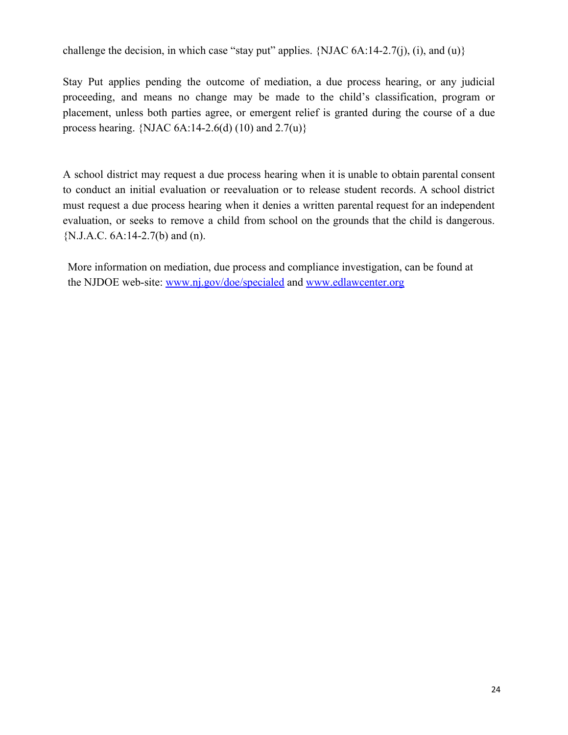challenge the decision, in which case "stay put" applies. {NJAC 6A:14-2.7(j), (i), and (u)}

Stay Put applies pending the outcome of mediation, a due process hearing, or any judicial proceeding, and means no change may be made to the child's classification, program or placement, unless both parties agree, or emergent relief is granted during the course of a due process hearing. {NJAC 6A:14-2.6(d) (10) and 2.7(u)}

A school district may request a due process hearing when it is unable to obtain parental consent to conduct an initial evaluation or reevaluation or to release student records. A school district must request a due process hearing when it denies a written parental request for an independent evaluation, or seeks to remove a child from school on the grounds that the child is dangerous. {N.J.A.C. 6A:14-2.7(b) and (n).

More information on mediation, due process and compliance investigation, can be found at the NJDOE web-site: [www.nj.gov/doe/specialed](http://www.nj.gov/doe/specialed) and [www.edlawcenter.org](http://www.edlawcenter.org)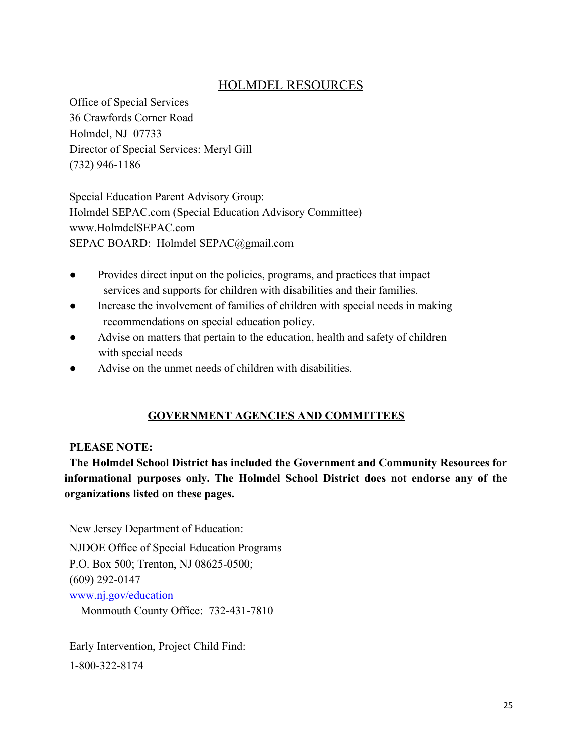## HOLMDEL RESOURCES

Office of Special Services
36 Crawfords Corner Road
Holmdel, NJ 07733
Director of Special Services: Meryl Gill
(732) 946-1186

Special Education Parent Advisory Group:
Holmdel SEPAC.com (Special Education Advisory Committee)
www.HolmdelSEPAC.com
SEPAC BOARD: Holmdel SEPAC@gmail.com

- Provides direct input on the policies, programs, and practices that impact services and supports for children with disabilities and their families.
- Increase the involvement of families of children with special needs in making recommendations on special education policy.
- Advise on matters that pertain to the education, health and safety of children with special needs
- Advise on the unmet needs of children with disabilities.

## GOVERNMENT AGENCIES AND COMMITTEES

**PLEASE NOTE:**

**The Holmdel School District has included the Government and Community Resources for informational purposes only. The Holmdel School District does not endorse any of the organizations listed on these pages.**

New Jersey Department of Education:
NJDOE Office of Special Education Programs
P.O. Box 500; Trenton, NJ 08625-0500;
(609) 292-0147
[www.nj.gov/education](http://www.nj.gov/education)
Monmouth County Office: 732-431-7810

Early Intervention, Project Child Find:
1-800-322-8174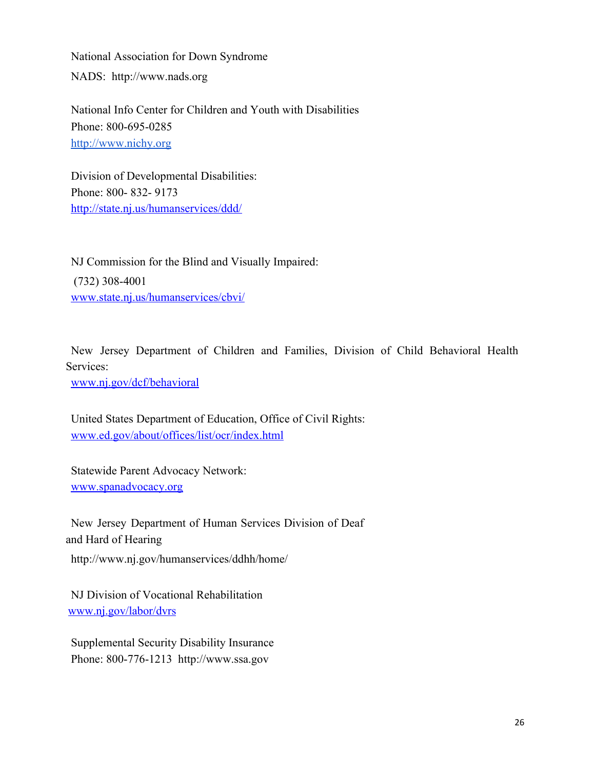National Association for Down Syndrome
NADS: http://www.nads.org

National Info Center for Children and Youth with Disabilities
Phone: 800-695-0285
http://www.nichy.org

Division of Developmental Disabilities:
Phone: 800- 832- 9173
http://state.nj.us/humanservices/ddd/

NJ Commission for the Blind and Visually Impaired:
(732) 308-4001
www.state.nj.us/humanservices/cbvi/

New Jersey Department of Children and Families, Division of Child Behavioral Health Services:
www.nj.gov/dcf/behavioral

United States Department of Education, Office of Civil Rights:
www.ed.gov/about/offices/list/ocr/index.html

Statewide Parent Advocacy Network:
www.spanadvocacy.org

New Jersey Department of Human Services Division of Deaf and Hard of Hearing
http://www.nj.gov/humanservices/ddhh/home/

NJ Division of Vocational Rehabilitation
www.nj.gov/labor/dvrs

Supplemental Security Disability Insurance
Phone: 800-776-1213 http://www.ssa.gov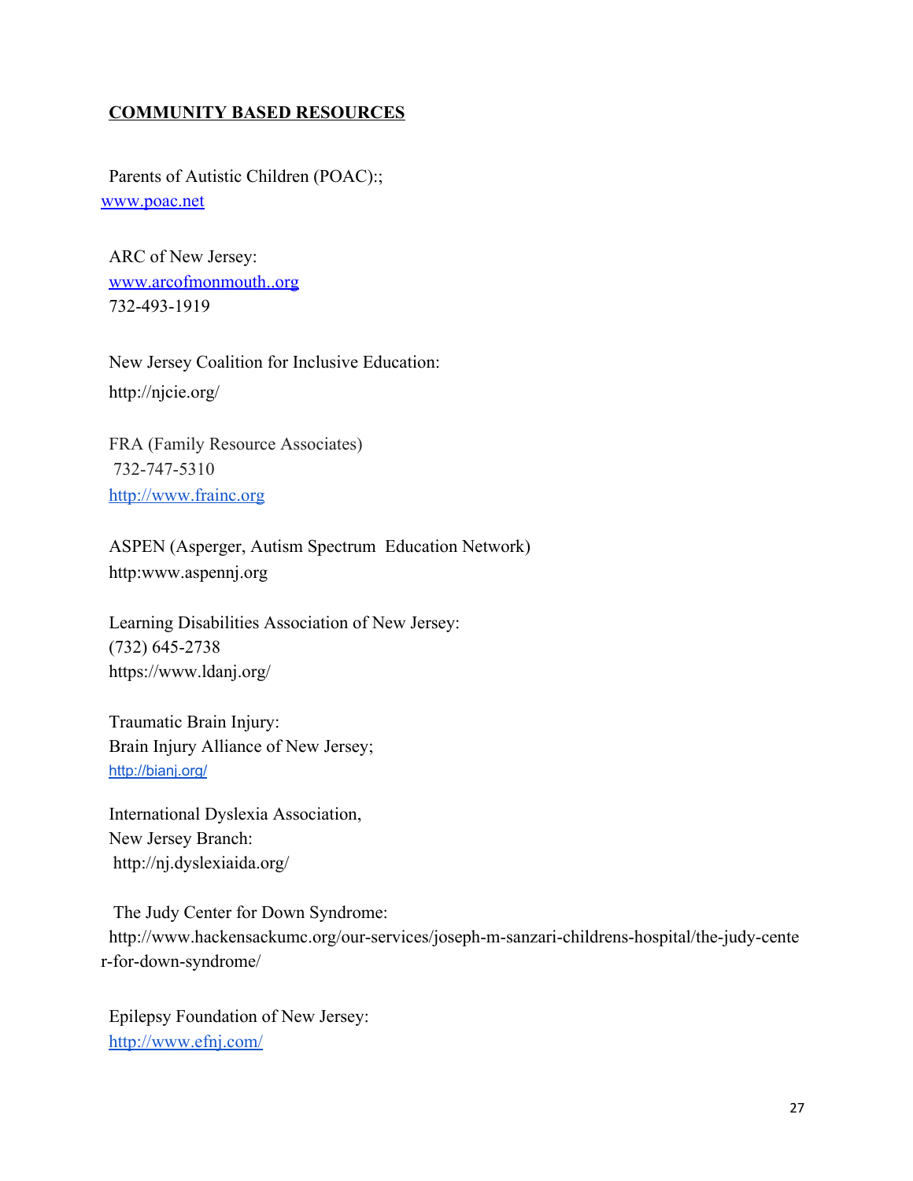## COMMUNITY BASED RESOURCES

Parents of Autistic Children (POAC):;
www.poac.net

ARC of New Jersey:
www.arcofmonmouth..org
732-493-1919

New Jersey Coalition for Inclusive Education:
http://njcie.org/

FRA (Family Resource Associates)
732-747-5310
http://www.frainc.org

ASPEN (Asperger, Autism Spectrum Education Network)
http:www.aspennj.org

Learning Disabilities Association of New Jersey:
(732) 645-2738
https://www.ldanj.org/

Traumatic Brain Injury:
Brain Injury Alliance of New Jersey;
http://bianj.org/

International Dyslexia Association,
New Jersey Branch:
http://nj.dyslexiaida.org/

The Judy Center for Down Syndrome:
http://www.hackensackumc.org/our-services/joseph-m-sanzari-childrens-hospital/the-judy-center-for-down-syndrome/

Epilepsy Foundation of New Jersey:
http://www.efnj.com/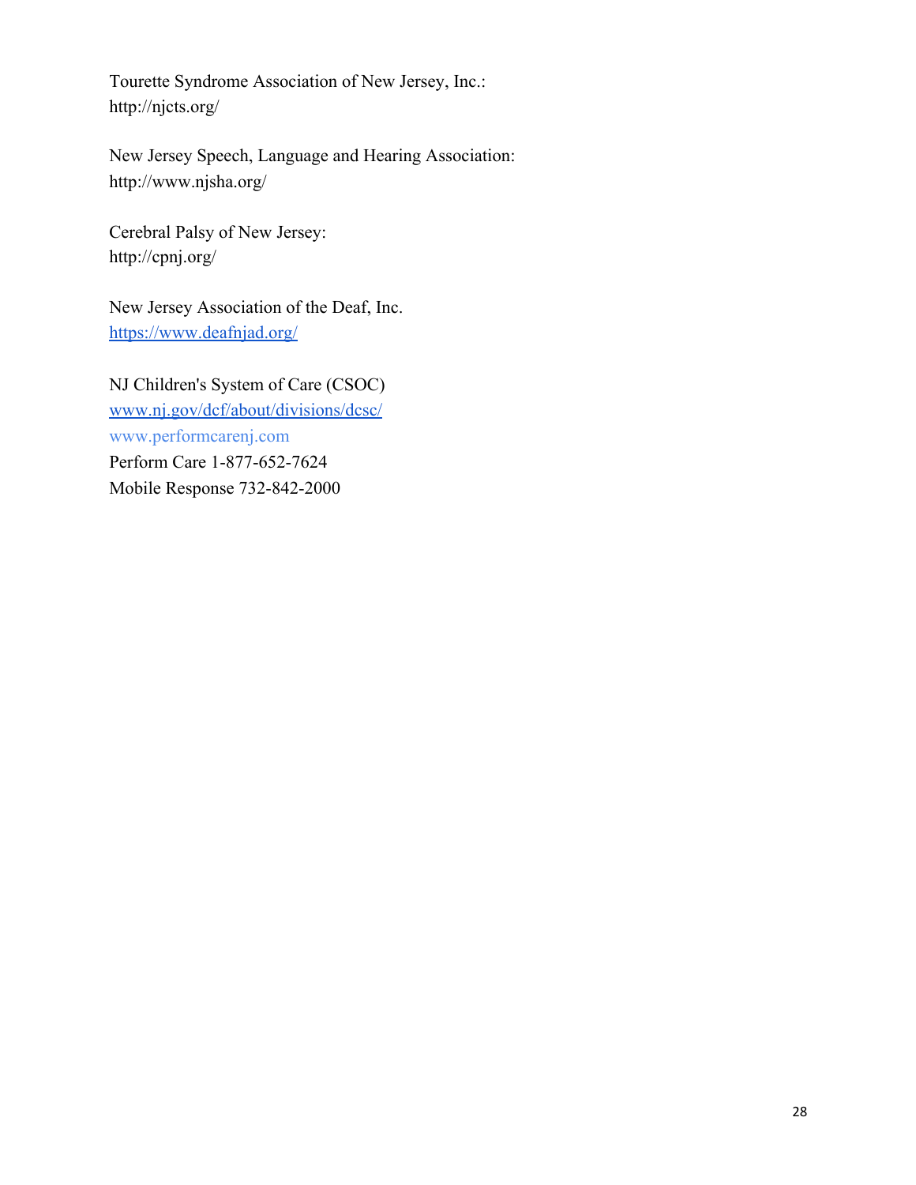Tourette Syndrome Association of New Jersey, Inc.:
http://njcts.org/

New Jersey Speech, Language and Hearing Association:
http://www.njsha.org/

Cerebral Palsy of New Jersey:
http://cpnj.org/

New Jersey Association of the Deaf, Inc.
https://www.deafnjad.org/

NJ Children's System of Care (CSOC)
www.nj.gov/dcf/about/divisions/dcsc/
www.performcarenj.com
Perform Care 1-877-652-7624
Mobile Response 732-842-2000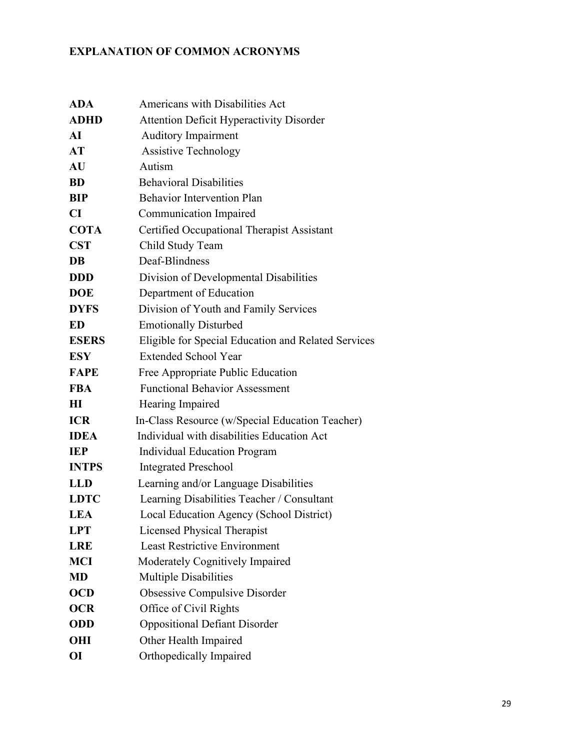**EXPLANATION OF COMMON ACRONYMS**

| | |
|---|---|
| **ADA** | Americans with Disabilities Act |
| **ADHD** | Attention Deficit Hyperactivity Disorder |
| **AI** | Auditory Impairment |
| **AT** | Assistive Technology |
| **AU** | Autism |
| **BD** | Behavioral Disabilities |
| **BIP** | Behavior Intervention Plan |
| **CI** | Communication Impaired |
| **COTA** | Certified Occupational Therapist Assistant |
| **CST** | Child Study Team |
| **DB** | Deaf-Blindness |
| **DDD** | Division of Developmental Disabilities |
| **DOE** | Department of Education |
| **DYFS** | Division of Youth and Family Services |
| **ED** | Emotionally Disturbed |
| **ESERS** | Eligible for Special Education and Related Services |
| **ESY** | Extended School Year |
| **FAPE** | Free Appropriate Public Education |
| **FBA** | Functional Behavior Assessment |
| **HI** | Hearing Impaired |
| **ICR** | In-Class Resource (w/Special Education Teacher) |
| **IDEA** | Individual with disabilities Education Act |
| **IEP** | Individual Education Program |
| **INTPS** | Integrated Preschool |
| **LLD** | Learning and/or Language Disabilities |
| **LDTC** | Learning Disabilities Teacher / Consultant |
| **LEA** | Local Education Agency (School District) |
| **LPT** | Licensed Physical Therapist |
| **LRE** | Least Restrictive Environment |
| **MCI** | Moderately Cognitively Impaired |
| **MD** | Multiple Disabilities |
| **OCD** | Obsessive Compulsive Disorder |
| **OCR** | Office of Civil Rights |
| **ODD** | Oppositional Defiant Disorder |
| **OHI** | Other Health Impaired |
| **OI** | Orthopedically Impaired |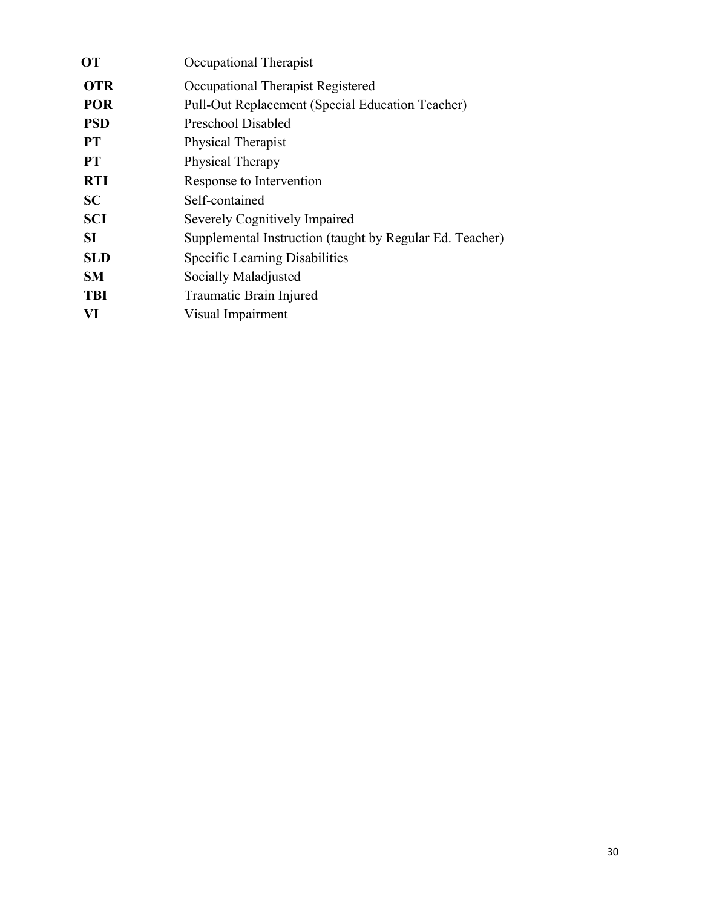| | |
|---|---|
| **OT** | Occupational Therapist |
| **OTR** | Occupational Therapist Registered |
| **POR** | Pull-Out Replacement (Special Education Teacher) |
| **PSD** | Preschool Disabled |
| **PT** | Physical Therapist |
| **PT** | Physical Therapy |
| **RTI** | Response to Intervention |
| **SC** | Self-contained |
| **SCI** | Severely Cognitively Impaired |
| **SI** | Supplemental Instruction (taught by Regular Ed. Teacher) |
| **SLD** | Specific Learning Disabilities |
| **SM** | Socially Maladjusted |
| **TBI** | Traumatic Brain Injured |
| **VI** | Visual Impairment |